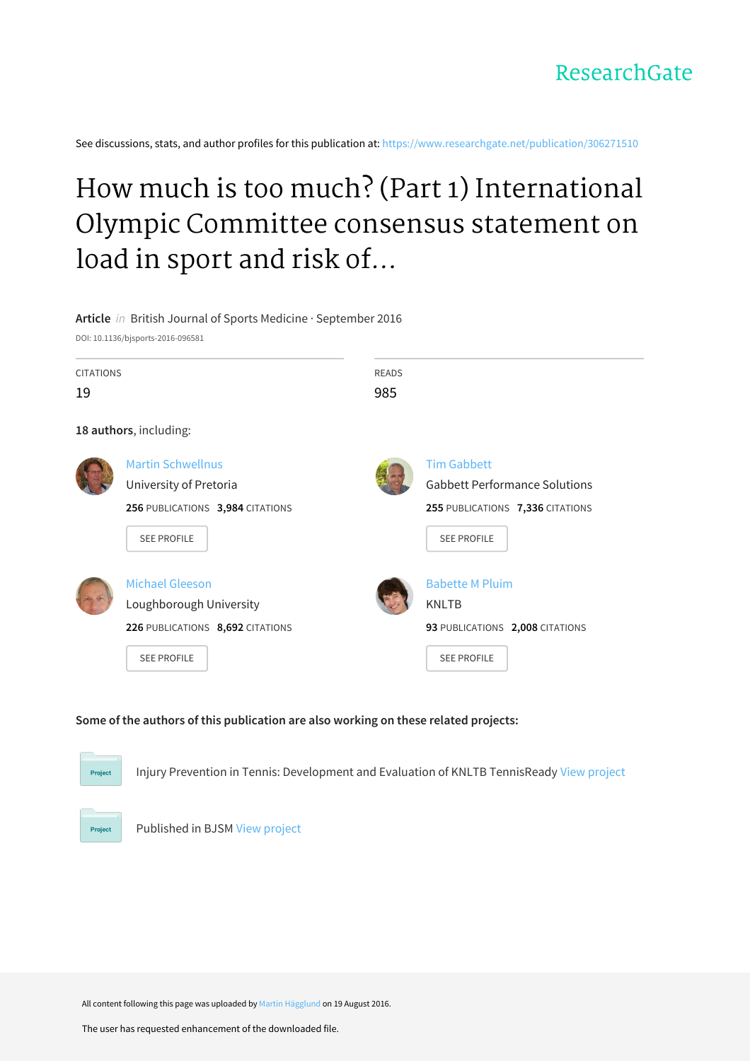ResearchGate

See discussions, stats, and author profiles for this publication at: https://www.researchgate.net/publication/306271510

# How much is too much? (Part 1) International Olympic Committee consensus statement on load in sport and risk of...

**Article** *in* British Journal of Sports Medicine · September 2016

DOI: 10.1136/bjsports-2016-096581

| CITATIONS | READS |
| --- | --- |
| 19 | 985 |

**18 authors**, including:

**Martin Schwellnus**
University of Pretoria
256 PUBLICATIONS 3,984 CITATIONS
SEE PROFILE

**Tim Gabbett**
Gabbett Performance Solutions
255 PUBLICATIONS 7,336 CITATIONS
SEE PROFILE

**Michael Gleeson**
Loughborough University
226 PUBLICATIONS 8,692 CITATIONS
SEE PROFILE

**Babette M Pluim**
KNLTB
93 PUBLICATIONS 2,008 CITATIONS
SEE PROFILE

**Some of the authors of this publication are also working on these related projects:**

Project: Injury Prevention in Tennis: Development and Evaluation of KNLTB TennisReady View project

Project: Published in BJSM View project

All content following this page was uploaded by Martin Hägglund on 19 August 2016.

The user has requested enhancement of the downloaded file.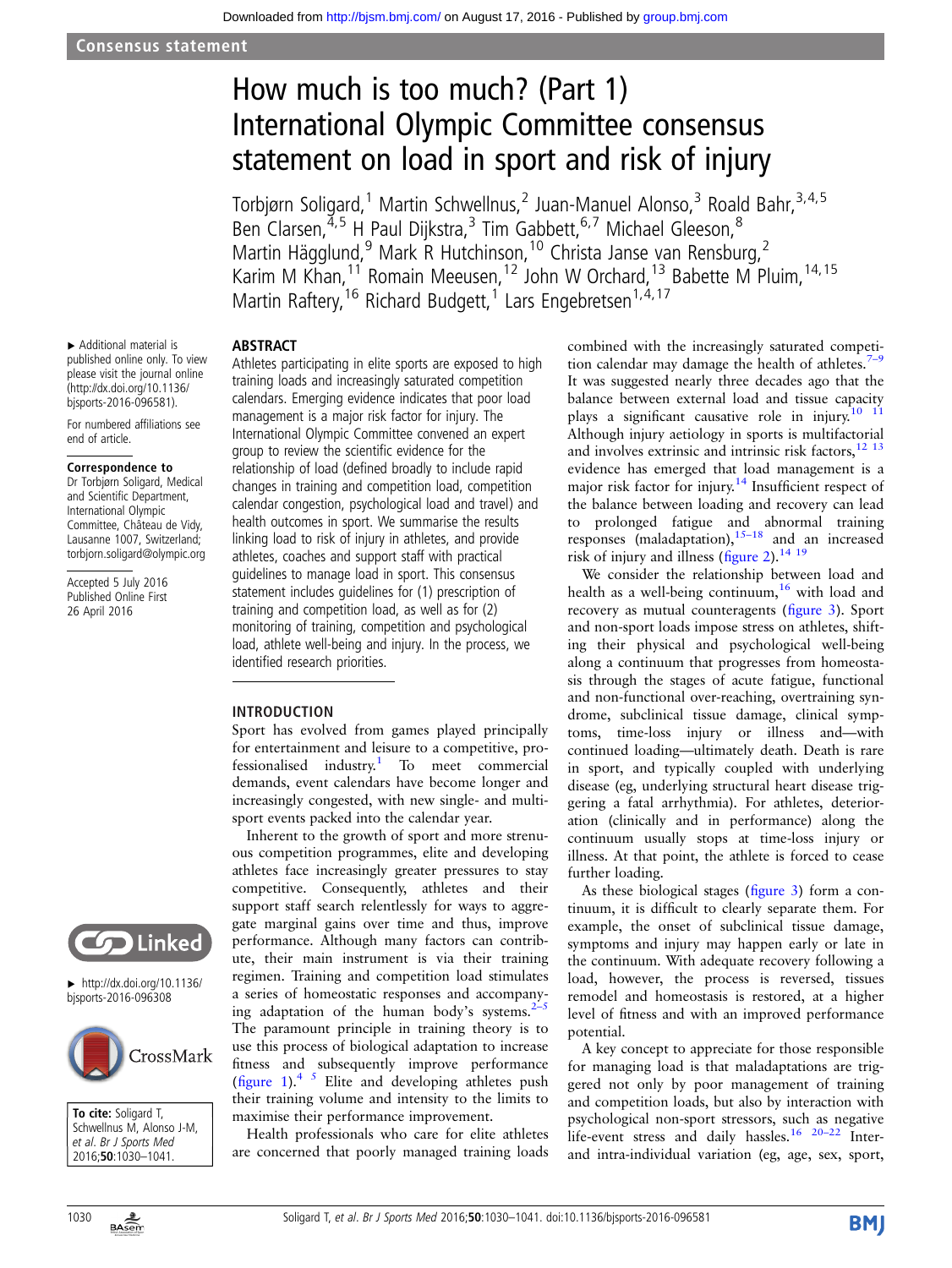# How much is too much? (Part 1) International Olympic Committee consensus statement on load in sport and risk of injury

Torbjørn Soligard,[1] Martin Schwellnus,[2] Juan-Manuel Alonso,[3] Roald Bahr,[3,4,5] Ben Clarsen,[4,5] H Paul Dijkstra,[3] Tim Gabbett,[6,7] Michael Gleeson,[8] Martin Hägglund,[9] Mark R Hutchinson,[10] Christa Janse van Rensburg,[2] Karim M Khan,[11] Romain Meeusen,[12] John W Orchard,[13] Babette M Pluim,[14,15] Martin Raftery,[16] Richard Budgett,[1] Lars Engebretsen[1,4,17]

▸ Additional material is published online only. To view please visit the journal online (http://dx.doi.org/10.1136/bjsports-2016-096581).

For numbered affiliations see end of article.

**Correspondence to**
Dr Torbjørn Soligard, Medical and Scientific Department, International Olympic Committee, Château de Vidy, Lausanne 1007, Switzerland; torbjorn.soligard@olympic.org

Accepted 5 July 2016
Published Online First 26 April 2016

▸ http://dx.doi.org/10.1136/bjsports-2016-096308

**To cite:** Soligard T, Schwellnus M, Alonso J-M, et al. Br J Sports Med 2016;**50**:1030–1041.

## ABSTRACT

Athletes participating in elite sports are exposed to high training loads and increasingly saturated competition calendars. Emerging evidence indicates that poor load management is a major risk factor for injury. The International Olympic Committee convened an expert group to review the scientific evidence for the relationship of load (defined broadly to include rapid changes in training and competition load, competition calendar congestion, psychological load and travel) and health outcomes in sport. We summarise the results linking load to risk of injury in athletes, and provide athletes, coaches and support staff with practical guidelines to manage load in sport. This consensus statement includes guidelines for (1) prescription of training and competition load, as well as for (2) monitoring of training, competition and psychological load, athlete well-being and injury. In the process, we identified research priorities.

## INTRODUCTION

Sport has evolved from games played principally for entertainment and leisure to a competitive, professionalised industry.[1] To meet commercial demands, event calendars have become longer and increasingly congested, with new single- and multi-sport events packed into the calendar year.

Inherent to the growth of sport and more strenuous competition programmes, elite and developing athletes face increasingly greater pressures to stay competitive. Consequently, athletes and their support staff relentlessly search for ways to aggregate marginal gains over time and thus, improve performance. Although many factors can contribute, their main instrument is via their training regimen. Training and competition load stimulates a series of homeostatic responses and accompanying adaptation of the human body's systems.[2–5] The paramount principle in training theory is to use this process of biological adaptation to increase fitness and subsequently improve performance (figure 1).[4 5] Elite and developing athletes push their training volume and intensity to the limits to maximise their performance improvement.

Health professionals who care for elite athletes are concerned that poorly managed training loads combined with the increasingly saturated competition calendar may damage the health of athletes.[7–9] It was suggested nearly three decades ago that the balance between external load and tissue capacity plays a significant causative role in injury.[10 11] Although injury aetiology in sports is multifactorial and involves extrinsic and intrinsic risk factors,[12 13] evidence has emerged that load management is a major risk factor for injury.[14] Insufficient respect of the balance between loading and recovery can lead to prolonged fatigue and abnormal training responses (maladaptation),[15–18] and an increased risk of injury and illness (figure 2).[14 19]

We consider the relationship between load and health as a well-being continuum,[16] with load and recovery as mutual counteragents (figure 3). Sport and non-sport loads impose stress on athletes, shifting their physical and psychological well-being along a continuum that progresses from homeostasis through the stages of acute fatigue, functional and non-functional over-reaching, overtraining syndrome, subclinical tissue damage, clinical symptoms, time-loss injury or illness and—with continued loading—ultimately death. Death is rare in sport, and typically coupled with underlying disease (eg, underlying structural heart disease triggering a fatal arrhythmia). For athletes, deterioration (clinically and in performance) along the continuum usually stops at time-loss injury or illness. At that point, the athlete is forced to cease further loading.

As these biological stages (figure 3) form a continuum, it is difficult to clearly separate them. For example, the onset of subclinical tissue damage, symptoms and injury may happen early or late in the continuum. With adequate recovery following a load, however, the process is reversed, tissues remodel and homeostasis is restored, at a higher level of fitness and with an improved performance potential.

A key concept to appreciate for those responsible for managing load is that maladaptations are triggered not only by poor management of training and competition loads, but also by interaction with psychological non-sport stressors, such as negative life-event stress and daily hassles.[16 20–22] Inter- and intra-individual variation (eg, age, sex, sport,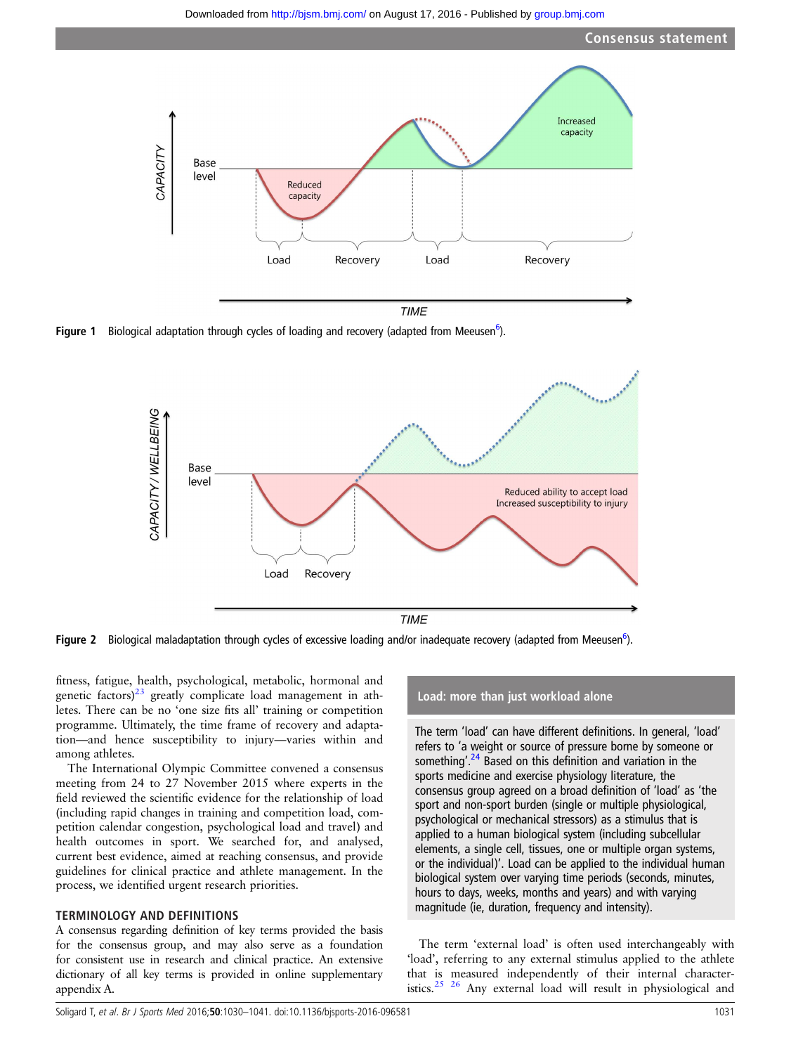Figure 1 Biological adaptation through cycles of loading and recovery (adapted from Meeusen[6]).

Figure 2 Biological maladaptation through cycles of excessive loading and/or inadequate recovery (adapted from Meeusen[6]).

fitness, fatigue, health, psychological, metabolic, hormonal and genetic factors)[23] greatly complicate load management in athletes. There can be no 'one size fits all' training or competition programme. Ultimately, the time frame of recovery and adaptation—and hence susceptibility to injury—varies within and among athletes.

The International Olympic Committee convened a consensus meeting from 24 to 27 November 2015 where experts in the field reviewed the scientific evidence for the relationship of load (including rapid changes in training and competition load, competition calendar congestion, psychological load and travel) and health outcomes in sport. We searched for, and analysed, current best evidence, aimed at reaching consensus, and provide guidelines for clinical practice and athlete management. In the process, we identified urgent research priorities.

## TERMINOLOGY AND DEFINITIONS

A consensus regarding definition of key terms provided the basis for the consensus group, and may also serve as a foundation for consistent use in research and clinical practice. An extensive dictionary of all key terms is provided in online supplementary appendix A.

> **Load: more than just workload alone**
>
> The term 'load' can have different definitions. In general, 'load' refers to 'a weight or source of pressure borne by someone or something'.[24] Based on this definition and variation in the sports medicine and exercise physiology literature, the consensus group agreed on a broad definition of 'load' as 'the sport and non-sport burden (single or multiple physiological, psychological or mechanical stressors) as a stimulus that is applied to a human biological system (including subcellular elements, a single cell, tissues, one or multiple organ systems, or the individual)'. Load can be applied to the individual human biological system over varying time periods (seconds, minutes, hours to days, weeks, months and years) and with varying magnitude (ie, duration, frequency and intensity).

The term 'external load' is often used interchangeably with 'load', referring to any external stimulus applied to the athlete that is measured independently of their internal characteristics.[25 26] Any external load will result in physiological and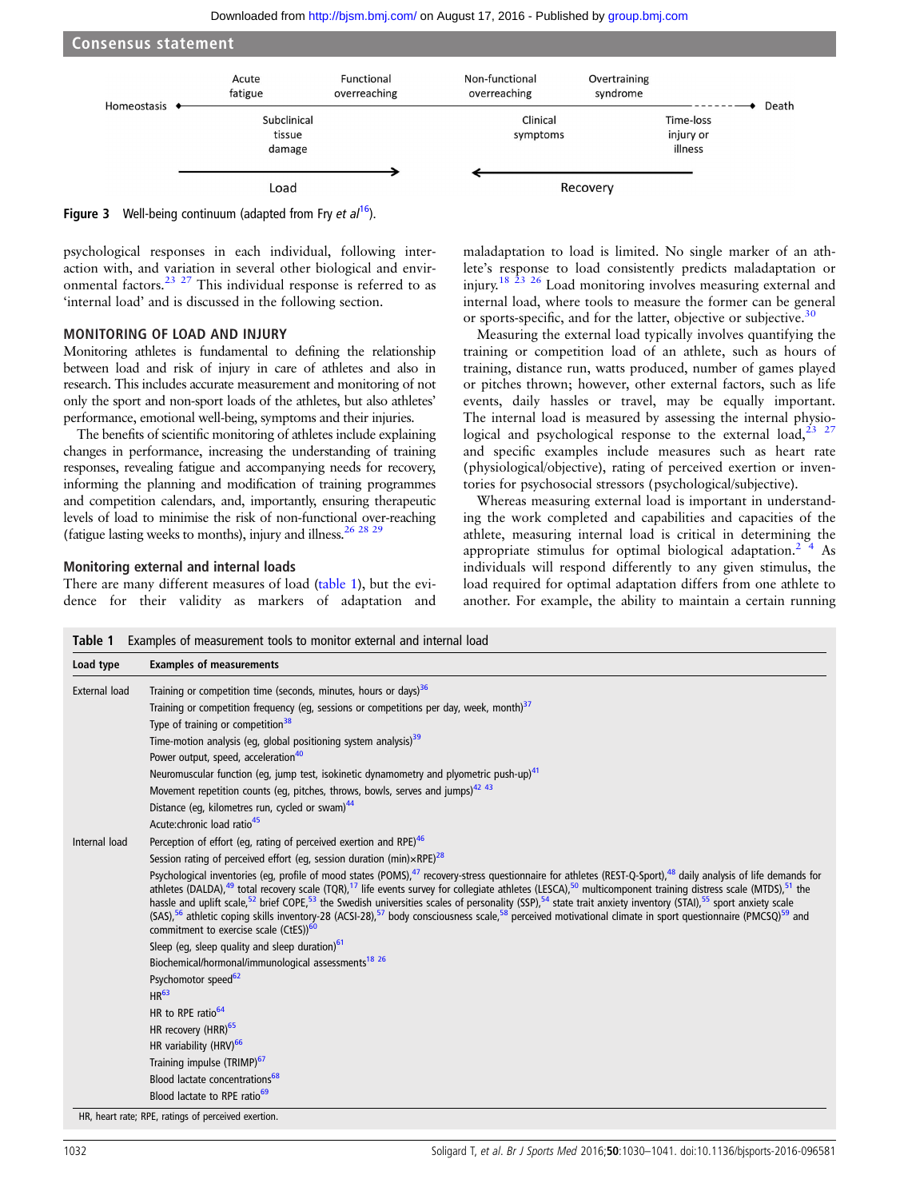Homeostasis — Acute fatigue — Functional overreaching — Non-functional overreaching — Overtraining syndrome — Death

Subclinical tissue damage — Clinical symptoms — Time-loss injury or illness

Load → ← Recovery

**Figure 3** Well-being continuum (adapted from Fry *et al*[16]).

psychological responses in each individual, following interaction with, and variation in several other biological and environmental factors.[23 27] This individual response is referred to as 'internal load' and is discussed in the following section.

## MONITORING OF LOAD AND INJURY

Monitoring athletes is fundamental to defining the relationship between load and risk of injury in care of athletes and also in research. This includes accurate measurement and monitoring of not only the sport and non-sport loads of the athletes, but also athletes' performance, emotional well-being, symptoms and their injuries.

The benefits of scientific monitoring of athletes include explaining changes in performance, increasing the understanding of training responses, revealing fatigue and accompanying needs for recovery, informing the planning and modification of training programmes and competition calendars, and, importantly, ensuring therapeutic levels of load to minimise the risk of non-functional over-reaching (fatigue lasting weeks to months), injury and illness.[26 28 29]

### Monitoring external and internal loads

There are many different measures of load (table 1), but the evidence for their validity as markers of adaptation and maladaptation to load is limited. No single marker of an athlete's response to load consistently predicts maladaptation or injury.[18 23 26] Load monitoring involves measuring external and internal load, where tools to measure the former can be general or sports-specific, and for the latter, objective or subjective.[30]

Measuring the external load typically involves quantifying the training or competition load of an athlete, such as hours of training, distance run, watts produced, number of games played or pitches thrown; however, other external factors, such as life events, daily hassles or travel, may be equally important. The internal load is measured by assessing the internal physiological and psychological response to the external load,[23 27] and specific examples include measures such as heart rate (physiological/objective), rating of perceived exertion or inventories for psychosocial stressors (psychological/subjective).

Whereas measuring external load is important in understanding the work completed and capabilities and capacities of the athlete, measuring internal load is critical in determining the appropriate stimulus for optimal biological adaptation.[2 4] As individuals will respond differently to any given stimulus, the load required for optimal adaptation differs from one athlete to another. For example, the ability to maintain a certain running

**Table 1** Examples of measurement tools to monitor external and internal load

| Load type | Examples of measurements |
|---|---|
| External load | Training or competition time (seconds, minutes, hours or days)[36] |
| | Training or competition frequency (eg, sessions or competitions per day, week, month)[37] |
| | Type of training or competition[38] |
| | Time-motion analysis (eg, global positioning system analysis)[39] |
| | Power output, speed, acceleration[40] |
| | Neuromuscular function (eg, jump test, isokinetic dynamometry and plyometric push-up)[41] |
| | Movement repetition counts (eg, pitches, throws, bowls, serves and jumps)[42 43] |
| | Distance (eg, kilometres run, cycled or swam)[44] |
| | Acute:chronic load ratio[45] |
| Internal load | Perception of effort (eg, rating of perceived exertion and RPE)[46] |
| | Session rating of perceived effort (eg, session duration (min)×RPE)[28] |
| | Psychological inventories (eg, profile of mood states (POMS),[47] recovery-stress questionnaire for athletes (REST-Q-Sport),[48] daily analysis of life demands for athletes (DALDA),[49] total recovery scale (TQR),[17] life events survey for collegiate athletes (LESCA),[50] multicomponent training distress scale (MTDS),[51] the hassle and uplift scale,[52] brief COPE,[53] the Swedish universities scales of personality (SSP),[54] state trait anxiety inventory (STAI),[55] sport anxiety scale (SAS),[56] athletic coping skills inventory-28 (ACSI-28),[57] body consciousness scale,[58] perceived motivational climate in sport questionnaire (PMCSQ)[59] and commitment to exercise scale (CtES))[60] |
| | Sleep (eg, sleep quality and sleep duration)[61] |
| | Biochemical/hormonal/immunological assessments[18 26] |
| | Psychomotor speed[62] |
| | HR[63] |
| | HR to RPE ratio[64] |
| | HR recovery (HRR)[65] |
| | HR variability (HRV)[66] |
| | Training impulse (TRIMP)[67] |
| | Blood lactate concentrations[68] |
| | Blood lactate to RPE ratio[69] |

HR, heart rate; RPE, ratings of perceived exertion.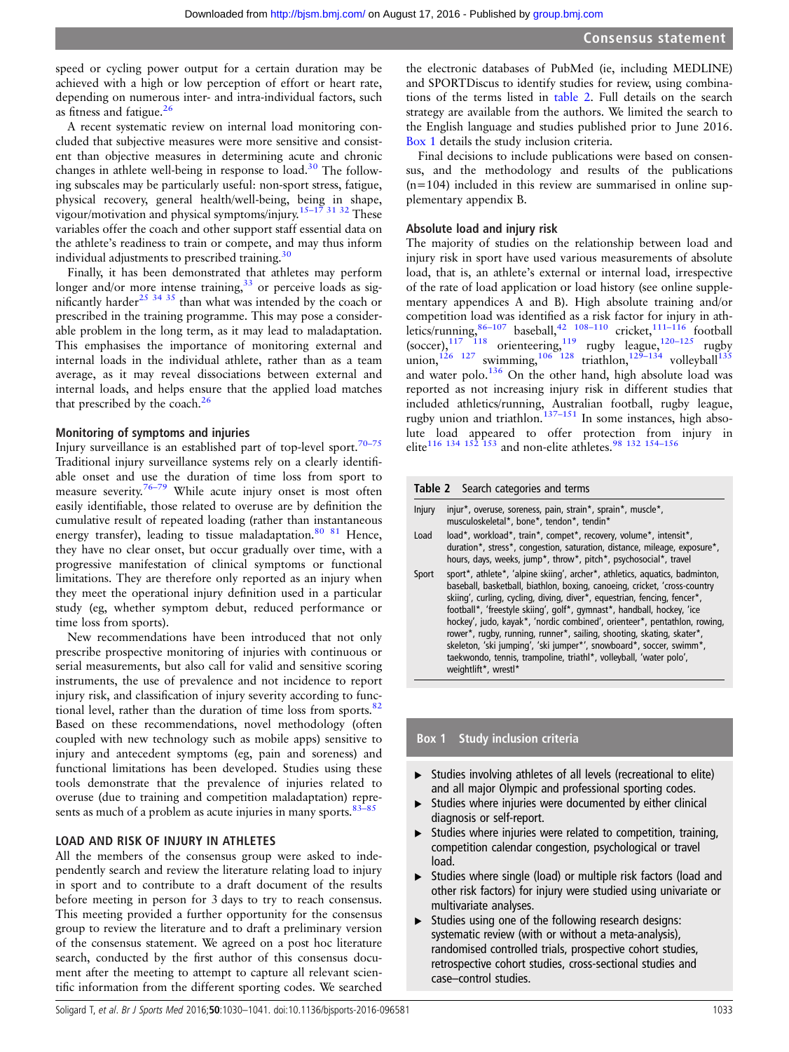speed or cycling power output for a certain duration may be achieved with a high or low perception of effort or heart rate, depending on numerous inter- and intra-individual factors, such as fitness and fatigue.[26]

A recent systematic review on internal load monitoring concluded that subjective measures were more sensitive and consistent than objective measures in determining acute and chronic changes in athlete well-being in response to load.[30] The following subscales may be particularly useful: non-sport stress, fatigue, physical recovery, general health/well-being, being in shape, vigour/motivation and physical symptoms/injury.[15–17 31 32] These variables offer the coach and other support staff essential data on the athlete's readiness to train or compete, and may thus inform individual adjustments to prescribed training.[30]

Finally, it has been demonstrated that athletes may perform longer and/or more intense training,[33] or perceive loads as significantly harder[25 34 35] than what was intended by the coach or prescribed in the training programme. This may pose a considerable problem in the long term, as it may lead to maladaptation. This emphasises the importance of monitoring external and internal loads in the individual athlete, rather than as a team average, as it may reveal dissociations between external and internal loads, and helps ensure that the applied load matches that prescribed by the coach.[26]

### Monitoring of symptoms and injuries

Injury surveillance is an established part of top-level sport.[70–75] Traditional injury surveillance systems rely on a clearly identifiable onset and use the duration of time loss from sport to measure severity.[76–79] While acute injury onset is most often easily identifiable, those related to overuse are by definition the cumulative result of repeated loading (rather than instantaneous energy transfer), leading to tissue maladaptation.[80 81] Hence, they have no clear onset, but occur gradually over time, with a progressive manifestation of clinical symptoms or functional limitations. They are therefore only reported as an injury when they meet the operational injury definition used in a particular study (eg, whether symptom debut, reduced performance or time loss from sports).

New recommendations have been introduced that not only prescribe prospective monitoring of injuries with continuous or serial measurements, but also call for valid and sensitive scoring instruments, the use of prevalence and not incidence to report injury risk, and classification of injury severity according to functional level, rather than the duration of time loss from sports.[82] Based on these recommendations, novel methodology (often coupled with new technology such as mobile apps) sensitive to injury and antecedent symptoms (eg, pain and soreness) and functional limitations has been developed. Studies using these tools demonstrate that the prevalence of injuries related to overuse (due to training and competition maladaptation) represents as much of a problem as acute injuries in many sports.[83–85]

## LOAD AND RISK OF INJURY IN ATHLETES

All the members of the consensus group were asked to independently search and review the literature relating load to injury in sport and to contribute to a draft document of the results before meeting in person for 3 days to try to reach consensus. This meeting provided a further opportunity for the consensus group to review the literature and to draft a preliminary version of the consensus statement. We agreed on a post hoc literature search, conducted by the first author of this consensus document after the meeting to attempt to capture all relevant scientific information from the different sporting codes. We searched the electronic databases of PubMed (ie, including MEDLINE) and SPORTDiscus to identify studies for review, using combinations of the terms listed in table 2. Full details on the search strategy are available from the authors. We limited the search to the English language and studies published prior to June 2016. Box 1 details the study inclusion criteria.

Final decisions to include publications were based on consensus, and the methodology and results of the publications (n=104) included in this review are summarised in online supplementary appendix B.

### Absolute load and injury risk

The majority of studies on the relationship between load and injury risk in sport have used various measurements of absolute load, that is, an athlete's external or internal load, irrespective of the rate of load application or load history (see online supplementary appendices A and B). High absolute training and/or competition load was identified as a risk factor for injury in athletics/running,[86–107] baseball,[42 108–110] cricket,[111–116] football (soccer),[117 118] orienteering,[119] rugby league,[120–125] rugby union,[126 127] swimming,[106 128] triathlon,[129–134] volleyball[135] and water polo.[136] On the other hand, high absolute load was reported as not increasing injury risk in different studies that included athletics/running, Australian football, rugby league, rugby union and triathlon.[137–151] In some instances, high absolute load appeared to offer protection from injury in elite[116 134 152 153] and non-elite athletes.[98 132 154–156]

**Table 2** Search categories and terms

| | |
|---|---|
| Injury | injur*, overuse, soreness, pain, strain*, sprain*, muscle*, musculoskeletal*, bone*, tendon*, tendin* |
| Load | load*, workload*, train*, compet*, recovery, volume*, intensit*, duration*, stress*, congestion, saturation, distance, mileage, exposure*, hours, days, weeks, jump*, throw*, pitch*, psychosocial*, travel |
| Sport | sport*, athlete*, 'alpine skiing', archer*, athletics, aquatics, badminton, baseball, basketball, biathlon, boxing, canoeing, cricket, 'cross-country skiing', curling, cycling, diving, diver*, equestrian, fencing, fencer*, football*, 'freestyle skiing', golf*, gymnast*, handball, hockey, 'ice hockey', judo, kayak*, 'nordic combined', orienteer*, pentathlon, rowing, rower*, rugby, running, runner*, sailing, shooting, skating, skater*, skeleton, 'ski jumping', 'ski jumper*', snowboard*, soccer, swimm*, taekwondo, tennis, trampoline, triathl*, volleyball, 'water polo', weightlift*, wrestl* |

**Box 1 Study inclusion criteria**

- Studies involving athletes of all levels (recreational to elite) and all major Olympic and professional sporting codes.
- Studies where injuries were documented by either clinical diagnosis or self-report.
- Studies where injuries were related to competition, training, competition calendar congestion, psychological or travel load.
- Studies where single (load) or multiple risk factors (load and other risk factors) for injury were studied using univariate or multivariate analyses.
- Studies using one of the following research designs: systematic review (with or without a meta-analysis), randomised controlled trials, prospective cohort studies, retrospective cohort studies, cross-sectional studies and case–control studies.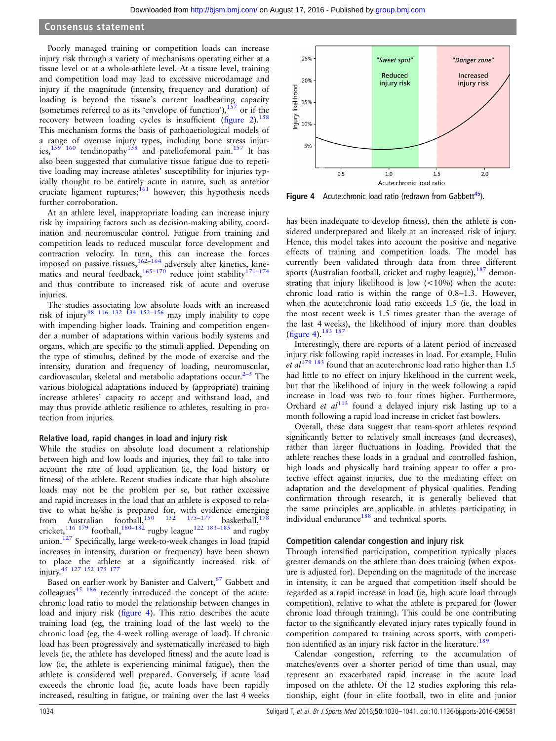Poorly managed training or competition loads can increase injury risk through a variety of mechanisms operating either at a tissue level or at a whole-athlete level. At a tissue level, training and competition load may lead to excessive microdamage and injury if the magnitude (intensity, frequency and duration) of loading is beyond the tissue's current loadbearing capacity (sometimes referred to as its 'envelope of function'),[157] or if the recovery between loading cycles is insufficient (figure 2).[158] This mechanism forms the basis of pathoaetiological models of a range of overuse injury types, including bone stress injuries,[159 160] tendinopathy[158] and patellofemoral pain.[157] It has also been suggested that cumulative tissue fatigue due to repetitive loading may increase athletes' susceptibility for injuries typically thought to be entirely acute in nature, such as anterior cruciate ligament ruptures;[161] however, this hypothesis needs further corroboration.

At an athlete level, inappropriate loading can increase injury risk by impairing factors such as decision-making ability, coordination and neuromuscular control. Fatigue from training and competition leads to reduced muscular force development and contraction velocity. In turn, this can increase the forces imposed on passive tissues,[162–164] adversely alter kinetics, kinematics and neural feedback,[165–170] reduce joint stability[171–174] and thus contribute to increased risk of acute and overuse injuries.

The studies associating low absolute loads with an increased risk of injury[98 116 132 134 152–156] may imply inability to cope with impending higher loads. Training and competition engender a number of adaptations within various bodily systems and organs, which are specific to the stimuli applied. Depending on the type of stimulus, defined by the mode of exercise and the intensity, duration and frequency of loading, neuromuscular, cardiovascular, skeletal and metabolic adaptations occur.[2–5] The various biological adaptations induced by (appropriate) training increase athletes' capacity to accept and withstand load, and may thus provide athletic resilience to athletes, resulting in protection from injuries.

### Relative load, rapid changes in load and injury risk

While the studies on absolute load document a relationship between high and low loads and injuries, they fail to take into account the rate of load application (ie, the load history or fitness) of the athlete. Recent studies indicate that high absolute loads may not be the problem per se, but rather excessive and rapid increases in the load that an athlete is exposed to relative to what he/she is prepared for, with evidence emerging from Australian football,[150 152 175–177] basketball,[178] cricket,[116 179] football,[180–182] rugby league[122 183–185] and rugby union.[127] Specifically, large week-to-week changes in load (rapid increases in intensity, duration or frequency) have been shown to place the athlete at a significantly increased risk of injury.[45 127 152 175 177]

Based on earlier work by Banister and Calvert,[67] Gabbett and colleagues[45 186] recently introduced the concept of the acute:chronic load ratio to model the relationship between changes in load and injury risk (figure 4). This ratio describes the acute training load (eg, the training load of the last week) to the chronic load (eg, the 4-week rolling average of load). If chronic load has been progressively and systematically increased to high levels (ie, the athlete has developed fitness) and the acute load is low (ie, the athlete is experiencing minimal fatigue), then the athlete is considered well prepared. Conversely, if acute load exceeds the chronic load (ie, acute loads have been rapidly increased, resulting in fatigue, or training over the last 4 weeks has been inadequate to develop fitness), then the athlete is considered underprepared and likely at an increased risk of injury. Hence, this model takes into account the positive and negative effects of training and competition loads. The model has currently been validated through data from three different sports (Australian football, cricket and rugby league),[187] demonstrating that injury likelihood is low (<10%) when the acute:chronic load ratio is within the range of 0.8–1.3. However, when the acute:chronic load ratio exceeds 1.5 (ie, the load in the most recent week is 1.5 times greater than the average of the last 4 weeks), the likelihood of injury more than doubles (figure 4).[183 187]

**Figure 4** Acute:chronic load ratio (redrawn from Gabbett[45]).

Interestingly, there are reports of a latent period of increased injury risk following rapid increases in load. For example, Hulin *et al*[179 183] found that an acute:chronic load ratio higher than 1.5 had little to no effect on injury likelihood in the current week, but that the likelihood of injury in the week following a rapid increase in load was two to four times higher. Furthermore, Orchard *et al*[113] found a delayed injury risk lasting up to a month following a rapid load increase in cricket fast bowlers.

Overall, these data suggest that team-sport athletes respond significantly better to relatively small increases (and decreases), rather than larger fluctuations in loading. Provided that the athlete reaches these loads in a gradual and controlled fashion, high loads and physically hard training appear to offer a protective effect against injuries, due to the mediating effect on adaptation and the development of physical qualities. Pending confirmation through research, it is generally believed that the same principles are applicable in athletes participating in individual endurance[188] and technical sports.

### Competition calendar congestion and injury risk

Through intensified participation, competition typically places greater demands on the athlete than does training (when exposure is adjusted for). Depending on the magnitude of the increase in intensity, it can be argued that competition itself should be regarded as a rapid increase in load (ie, high acute load through competition), relative to what the athlete is prepared for (lower chronic load through training). This could be one contributing factor to the significantly elevated injury rates typically found in competition compared to training across sports, with competition identified as an injury risk factor in the literature.[189]

Calendar congestion, referring to the accumulation of matches/events over a shorter period of time than usual, may represent an exacerbated rapid increase in the acute load imposed on the athlete. Of the 12 studies exploring this relationship, eight (four in elite football, two in elite and junior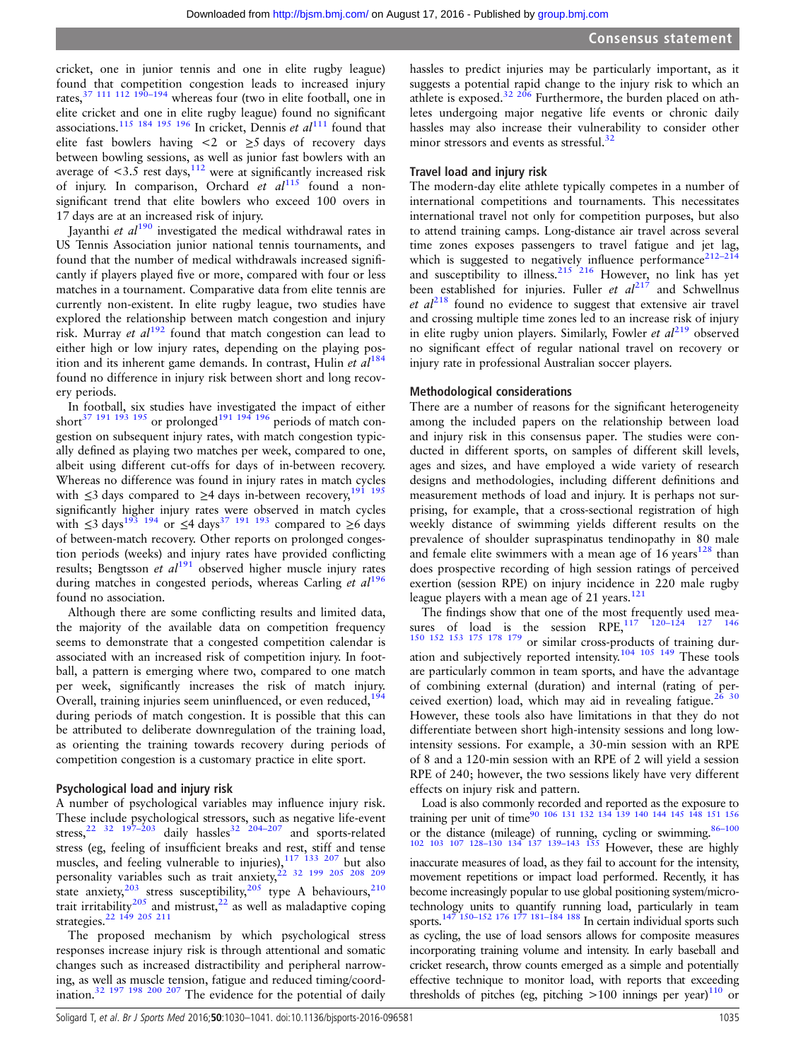cricket, one in junior tennis and one in elite rugby league) found that competition congestion leads to increased injury rates,[37 111 112 190–194] whereas four (two in elite football, one in elite cricket and one in elite rugby league) found no significant associations.[115 184 195 196] In cricket, Dennis *et al*[111] found that elite fast bowlers having <2 or ≥5 days of recovery days between bowling sessions, as well as junior fast bowlers with an average of <3.5 rest days,[112] were at significantly increased risk of injury. In comparison, Orchard *et al*[115] found a non-significant trend that elite bowlers who exceed 100 overs in 17 days are at an increased risk of injury.

Jayanthi *et al*[190] investigated the medical withdrawal rates in US Tennis Association junior national tennis tournaments, and found that the number of medical withdrawals increased significantly if players played five or more, compared with four or less matches in a tournament. Comparative data from elite tennis are currently non-existent. In elite rugby league, two studies have explored the relationship between match congestion and injury risk. Murray *et al*[192] found that match congestion can lead to either high or low injury rates, depending on the playing position and its inherent game demands. In contrast, Hulin *et al*[184] found no difference in injury risk between short and long recovery periods.

In football, six studies have investigated the impact of either short[37 191 193 195] or prolonged[191 194 196] periods of match congestion on subsequent injury rates, with match congestion typically defined as playing two matches per week, compared to one, albeit using different cut-offs for days of in-between recovery. Whereas no difference was found in injury rates in match cycles with ≤3 days compared to ≥4 days in-between recovery,[191 195] significantly higher injury rates were observed in match cycles with ≤3 days[193 194] or ≤4 days[37 191 193] compared to ≥6 days of between-match recovery. Other reports on prolonged congestion periods (weeks) and injury rates have provided conflicting results; Bengtsson *et al*[191] observed higher muscle injury rates during matches in congested periods, whereas Carling *et al*[196] found no association.

Although there are some conflicting results and limited data, the majority of the available data on competition frequency seems to demonstrate that a congested competition calendar is associated with an increased risk of competition injury. In football, a pattern is emerging where two, compared to one match per week, significantly increases the risk of match injury. Overall, training injuries seem uninfluenced, or even reduced,[194] during periods of match congestion. It is possible that this can be attributed to deliberate downregulation of the training load, as orienting the training towards recovery during periods of competition congestion is a customary practice in elite sport.

### Psychological load and injury risk

A number of psychological variables may influence injury risk. These include psychological stressors, such as negative life-event stress,[22 32 197–203] daily hassles[32 204–207] and sports-related stress (eg, feeling of insufficient breaks and rest, stiff and tense muscles, and feeling vulnerable to injuries),[117 133 207] but also personality variables such as trait anxiety,[22 32 199 205 208 209] state anxiety,[203] stress susceptibility,[205] type A behaviours,[210] trait irritability[205] and mistrust,[22] as well as maladaptive coping strategies.[22 149 205 211]

The proposed mechanism by which psychological stress responses increase injury risk is through attentional and somatic changes such as increased distractibility and peripheral narrowing, as well as muscle tension, fatigue and reduced timing/coordination.[32 197 198 200 207] The evidence for the potential of daily hassles to predict injuries may be particularly important, as it suggests a potential rapid change to the injury risk to which an athlete is exposed.[32 206] Furthermore, the burden placed on athletes undergoing major negative life events or chronic daily hassles may also increase their vulnerability to consider other minor stressors and events as stressful.[32]

### Travel load and injury risk

The modern-day elite athlete typically competes in a number of international competitions and tournaments. This necessitates international travel not only for competition purposes, but also to attend training camps. Long-distance air travel across several time zones exposes passengers to travel fatigue and jet lag, which is suggested to negatively influence performance[212–214] and susceptibility to illness.[215 216] However, no link has yet been established for injuries. Fuller *et al*[217] and Schwellnus *et al*[218] found no evidence to suggest that extensive air travel and crossing multiple time zones led to an increase risk of injury in elite rugby union players. Similarly, Fowler *et al*[219] observed no significant effect of regular national travel on recovery or injury rate in professional Australian soccer players.

### Methodological considerations

There are a number of reasons for the significant heterogeneity among the included papers on the relationship between load and injury risk in this consensus paper. The studies were conducted in different sports, on samples of different skill levels, ages and sizes, and have employed a wide variety of research designs and methodologies, including different definitions and measurement methods of load and injury. It is perhaps not surprising, for example, that a cross-sectional registration of high weekly distance of swimming yields different results on the prevalence of shoulder supraspinatus tendinopathy in 80 male and female elite swimmers with a mean age of 16 years[128] than does prospective recording of high session ratings of perceived exertion (session RPE) on injury incidence in 220 male rugby league players with a mean age of 21 years.[121]

The findings show that one of the most frequently used measures of load is the session RPE,[117 120–124 127 146 150 152 153 175 178 179] or similar cross-products of training duration and subjectively reported intensity.[104 105 149] These tools are particularly common in team sports, and have the advantage of combining external (duration) and internal (rating of perceived exertion) load, which may aid in revealing fatigue.[26 30] However, these tools also have limitations in that they do not differentiate between short high-intensity sessions and long low-intensity sessions. For example, a 30-min session with an RPE of 8 and a 120-min session with an RPE of 2 will yield a session RPE of 240; however, the two sessions likely have very different effects on injury risk and pattern.

Load is also commonly recorded and reported as the exposure to training per unit of time[90 106 131 132 134 139 140 144 145 148 151 156] or the distance (mileage) of running, cycling or swimming.[86–100 102 103 107 128–130 134 137 139–143 155] However, these are highly inaccurate measures of load, as they fail to account for the intensity, movement repetitions or impact load performed. Recently, it has become increasingly popular to use global positioning system/microtechnology units to quantify running load, particularly in team sports.[147 150–152 176 177 181–184 188] In certain individual sports such as cycling, the use of load sensors allows for composite measures incorporating training volume and intensity. In early baseball and cricket research, throw counts emerged as a simple and potentially effective technique to monitor load, with reports that exceeding thresholds of pitches (eg, pitching >100 innings per year)[110] or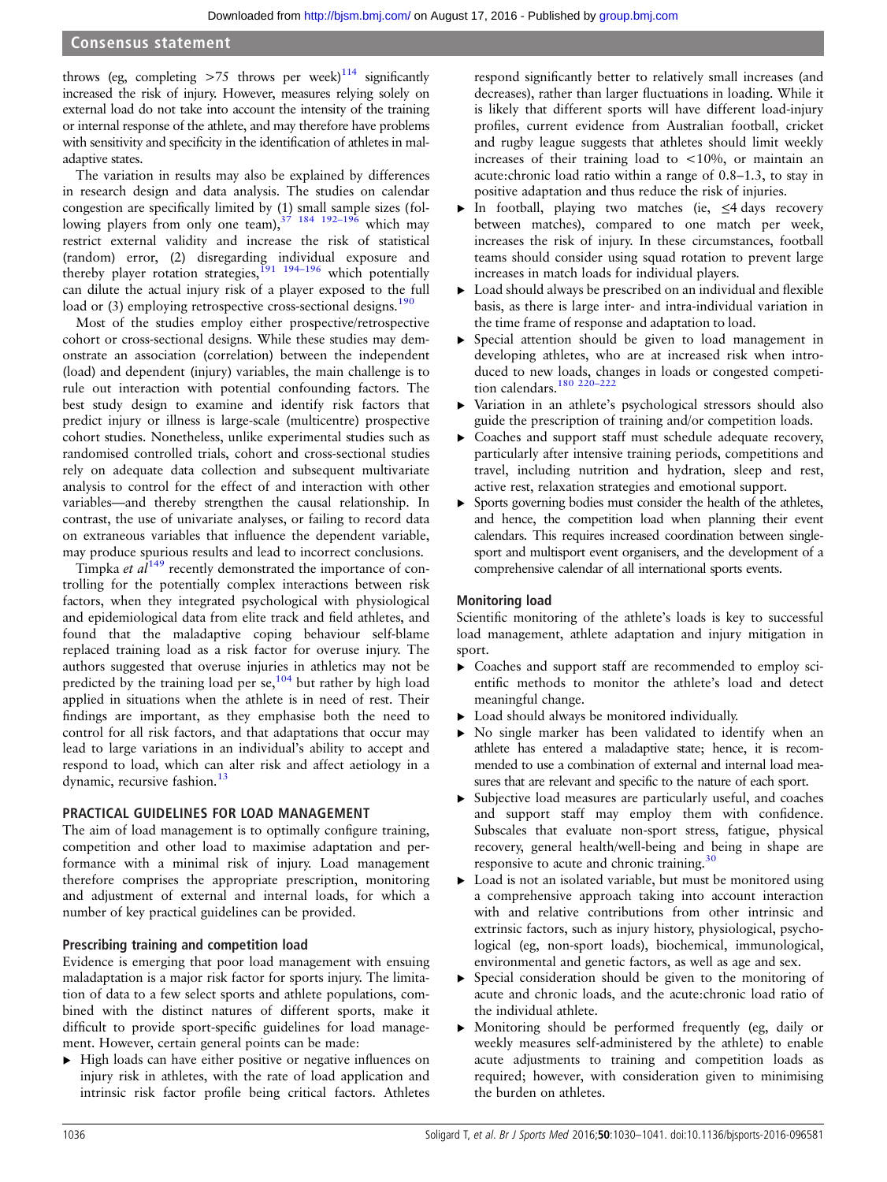throws (eg, completing >75 throws per week)[114] significantly increased the risk of injury. However, measures relying solely on external load do not take into account the intensity of the training or internal response of the athlete, and may therefore have problems with sensitivity and specificity in the identification of athletes in maladaptive states.

The variation in results may also be explained by differences in research design and data analysis. The studies on calendar congestion are specifically limited by (1) small sample sizes (following players from only one team),[37 184 192–196] which may restrict external validity and increase the risk of statistical (random) error, (2) disregarding individual exposure and thereby player rotation strategies,[191 194–196] which potentially can dilute the actual injury risk of a player exposed to the full load or (3) employing retrospective cross-sectional designs.[190]

Most of the studies employ either prospective/retrospective cohort or cross-sectional designs. While these studies may demonstrate an association (correlation) between the independent (load) and dependent (injury) variables, the main challenge is to rule out interaction with potential confounding factors. The best study design to examine and identify risk factors that predict injury or illness is large-scale (multicentre) prospective cohort studies. Nonetheless, unlike experimental studies such as randomised controlled trials, cohort and cross-sectional studies rely on adequate data collection and subsequent multivariate analysis to control for the effect of and interaction with other variables—and thereby strengthen the causal relationship. In contrast, the use of univariate analyses, or failing to record data on extraneous variables that influence the dependent variable, may produce spurious results and lead to incorrect conclusions.

Timpka *et al*[149] recently demonstrated the importance of controlling for the potentially complex interactions between risk factors, when they integrated psychological with physiological and epidemiological data from elite track and field athletes, and found that the maladaptive coping behaviour self-blame replaced training load as a risk factor for overuse injury. The authors suggested that overuse injuries in athletics may not be predicted by the training load per se,[104] but rather by high load applied in situations when the athlete is in need of rest. Their findings are important, as they emphasise both the need to control for all risk factors, and that adaptations that occur may lead to large variations in an individual's ability to accept and respond to load, which can alter risk and affect aetiology in a dynamic, recursive fashion.[13]

## PRACTICAL GUIDELINES FOR LOAD MANAGEMENT

The aim of load management is to optimally configure training, competition and other load to maximise adaptation and performance with a minimal risk of injury. Load management therefore comprises the appropriate prescription, monitoring and adjustment of external and internal loads, for which a number of key practical guidelines can be provided.

### Prescribing training and competition load

Evidence is emerging that poor load management with ensuing maladaptation is a major risk factor for sports injury. The limitation of data to a few select sports and athlete populations, combined with the distinct natures of different sports, make it difficult to provide sport-specific guidelines for load management. However, certain general points can be made:

- High loads can have either positive or negative influences on injury risk in athletes, with the rate of load application and intrinsic risk factor profile being critical factors. Athletes respond significantly better to relatively small increases (and decreases), rather than larger fluctuations in loading. While it is likely that different sports will have different load-injury profiles, current evidence from Australian football, cricket and rugby league suggests that athletes should limit weekly increases of their training load to <10%, or maintain an acute:chronic load ratio within a range of 0.8–1.3, to stay in positive adaptation and thus reduce the risk of injuries.
- In football, playing two matches (ie, ≤4 days recovery between matches), compared to one match per week, increases the risk of injury. In these circumstances, football teams should consider using squad rotation to prevent large increases in match loads for individual players.
- Load should always be prescribed on an individual and flexible basis, as there is large inter- and intra-individual variation in the time frame of response and adaptation to load.
- Special attention should be given to load management in developing athletes, who are at increased risk when introduced to new loads, changes in loads or congested competition calendars.[180 220–222]
- Variation in an athlete's psychological stressors should also guide the prescription of training and/or competition loads.
- Coaches and support staff must schedule adequate recovery, particularly after intensive training periods, competitions and travel, including nutrition and hydration, sleep and rest, active rest, relaxation strategies and emotional support.
- Sports governing bodies must consider the health of the athletes, and hence, the competition load when planning their event calendars. This requires increased coordination between single-sport and multisport event organisers, and the development of a comprehensive calendar of all international sports events.

### Monitoring load

Scientific monitoring of the athlete's loads is key to successful load management, athlete adaptation and injury mitigation in sport.

- Coaches and support staff are recommended to employ scientific methods to monitor the athlete's load and detect meaningful change.
- Load should always be monitored individually.
- No single marker has been validated to identify when an athlete has entered a maladaptive state; hence, it is recommended to use a combination of external and internal load measures that are relevant and specific to the nature of each sport.
- Subjective load measures are particularly useful, and coaches and support staff may employ them with confidence. Subscales that evaluate non-sport stress, fatigue, physical recovery, general health/well-being and being in shape are responsive to acute and chronic training.[30]
- Load is not an isolated variable, but must be monitored using a comprehensive approach taking into account interaction with and relative contributions from other intrinsic and extrinsic factors, such as injury history, physiological, psychological (eg, non-sport loads), biochemical, immunological, environmental and genetic factors, as well as age and sex.
- Special consideration should be given to the monitoring of acute and chronic loads, and the acute:chronic load ratio of the individual athlete.
- Monitoring should be performed frequently (eg, daily or weekly measures self-administered by the athlete) to enable acute adjustments to training and competition loads as required; however, with consideration given to minimising the burden on athletes.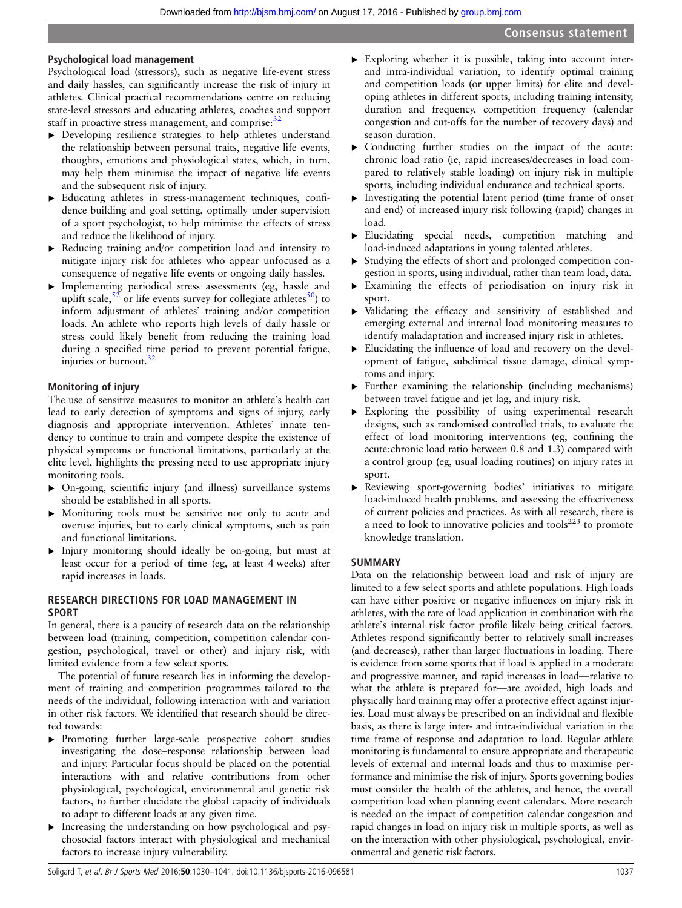### Psychological load management

Psychological load (stressors), such as negative life-event stress and daily hassles, can significantly increase the risk of injury in athletes. Clinical practical recommendations centre on reducing state-level stressors and educating athletes, coaches and support staff in proactive stress management, and comprise:[32]

- Developing resilience strategies to help athletes understand the relationship between personal traits, negative life events, thoughts, emotions and physiological states, which, in turn, may help them minimise the impact of negative life events and the subsequent risk of injury.
- Educating athletes in stress-management techniques, confidence building and goal setting, optimally under supervision of a sport psychologist, to help minimise the effects of stress and reduce the likelihood of injury.
- Reducing training and/or competition load and intensity to mitigate injury risk for athletes who appear unfocused as a consequence of negative life events or ongoing daily hassles.
- Implementing periodical stress assessments (eg, hassle and uplift scale,[52] or life events survey for collegiate athletes[50]) to inform adjustment of athletes' training and/or competition loads. An athlete who reports high levels of daily hassle or stress could likely benefit from reducing the training load during a specified time period to prevent potential fatigue, injuries or burnout.[32]

### Monitoring of injury

The use of sensitive measures to monitor an athlete's health can lead to early detection of symptoms and signs of injury, early diagnosis and appropriate intervention. Athletes' innate tendency to continue to train and compete despite the existence of physical symptoms or functional limitations, particularly at the elite level, highlights the pressing need to use appropriate injury monitoring tools.

- On-going, scientific injury (and illness) surveillance systems should be established in all sports.
- Monitoring tools must be sensitive not only to acute and overuse injuries, but to early clinical symptoms, such as pain and functional limitations.
- Injury monitoring should ideally be on-going, but must at least occur for a period of time (eg, at least 4 weeks) after rapid increases in loads.

## RESEARCH DIRECTIONS FOR LOAD MANAGEMENT IN SPORT

In general, there is a paucity of research data on the relationship between load (training, competition, competition calendar congestion, psychological, travel or other) and injury risk, with limited evidence from a few select sports.

The potential of future research lies in informing the development of training and competition programmes tailored to the needs of the individual, following interaction with and variation in other risk factors. We identified that research should be directed towards:

- Promoting further large-scale prospective cohort studies investigating the dose–response relationship between load and injury. Particular focus should be placed on the potential interactions with and relative contributions from other physiological, psychological, environmental and genetic risk factors, to further elucidate the global capacity of individuals to adapt to different loads at any given time.
- Increasing the understanding on how psychological and psychosocial factors interact with physiological and mechanical factors to increase injury vulnerability.
- Exploring whether it is possible, taking into account inter- and intra-individual variation, to identify optimal training and competition loads (or upper limits) for elite and developing athletes in different sports, including training intensity, duration and frequency, competition frequency (calendar congestion and cut-offs for the number of recovery days) and season duration.
- Conducting further studies on the impact of the acute: chronic load ratio (ie, rapid increases/decreases in load compared to relatively stable loading) on injury risk in multiple sports, including individual endurance and technical sports.
- Investigating the potential latent period (time frame of onset and end) of increased injury risk following (rapid) changes in load.
- Elucidating special needs, competition matching and load-induced adaptations in young talented athletes.
- Studying the effects of short and prolonged competition congestion in sports, using individual, rather than team load, data.
- Examining the effects of periodisation on injury risk in sport.
- Validating the efficacy and sensitivity of established and emerging external and internal load monitoring measures to identify maladaptation and increased injury risk in athletes.
- Elucidating the influence of load and recovery on the development of fatigue, subclinical tissue damage, clinical symptoms and injury.
- Further examining the relationship (including mechanisms) between travel fatigue and jet lag, and injury risk.
- Exploring the possibility of using experimental research designs, such as randomised controlled trials, to evaluate the effect of load monitoring interventions (eg, confining the acute:chronic load ratio between 0.8 and 1.3) compared with a control group (eg, usual loading routines) on injury rates in sport.
- Reviewing sport-governing bodies' initiatives to mitigate load-induced health problems, and assessing the effectiveness of current policies and practices. As with all research, there is a need to look to innovative policies and tools[223] to promote knowledge translation.

## SUMMARY

Data on the relationship between load and risk of injury are limited to a few select sports and athlete populations. High loads can have either positive or negative influences on injury risk in athletes, with the rate of load application in combination with the athlete's internal risk factor profile likely being critical factors. Athletes respond significantly better to relatively small increases (and decreases), rather than larger fluctuations in loading. There is evidence from some sports that if load is applied in a moderate and progressive manner, and rapid increases in load—relative to what the athlete is prepared for—are avoided, high loads and physically hard training may offer a protective effect against injuries. Load must always be prescribed on an individual and flexible basis, as there is large inter- and intra-individual variation in the time frame of response and adaptation to load. Regular athlete monitoring is fundamental to ensure appropriate and therapeutic levels of external and internal loads and thus to maximise performance and minimise the risk of injury. Sports governing bodies must consider the health of the athletes, and hence, the overall competition load when planning event calendars. More research is needed on the impact of competition calendar congestion and rapid changes in load on injury risk in multiple sports, as well as on the interaction with other physiological, psychological, environmental and genetic risk factors.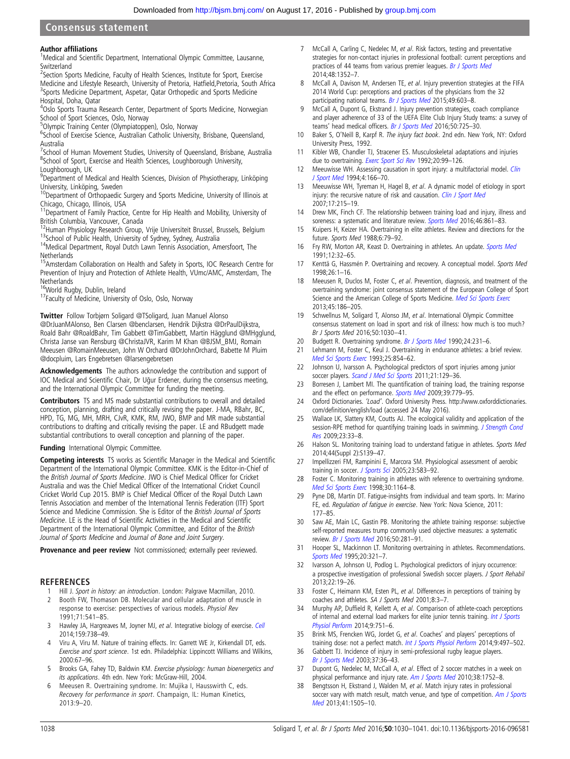### Author affiliations

[1]Medical and Scientific Department, International Olympic Committee, Lausanne, Switzerland
[2]Section Sports Medicine, Faculty of Health Sciences, Institute for Sport, Exercise Medicine and Lifestyle Research, University of Pretoria, Hatfield,Pretoria, South Africa
[3]Sports Medicine Department, Aspetar, Qatar Orthopedic and Sports Medicine Hospital, Doha, Qatar
[4]Oslo Sports Trauma Research Center, Department of Sports Medicine, Norwegian School of Sport Sciences, Oslo, Norway
[5]Olympic Training Center (Olympiatoppen), Oslo, Norway
[6]School of Exercise Science, Australian Catholic University, Brisbane, Queensland, Australia
[7]School of Human Movement Studies, University of Queensland, Brisbane, Australia
[8]School of Sport, Exercise and Health Sciences, Loughborough University, Loughborough, UK
[9]Department of Medical and Health Sciences, Division of Physiotherapy, Linköping University, Linköping, Sweden
[10]Department of Orthopaedic Surgery and Sports Medicine, University of Illinois at Chicago, Chicago, Illinois, USA
[11]Department of Family Practice, Centre for Hip Health and Mobility, University of British Columbia, Vancouver, Canada
[12]Human Physiology Research Group, Vrije Universiteit Brussel, Brussels, Belgium
[13]School of Public Health, University of Sydney, Sydney, Australia
[14]Medical Department, Royal Dutch Lawn Tennis Association, Amersfoort, The Netherlands
[15]Amsterdam Collaboration on Health and Safety in Sports, IOC Research Centre for Prevention of Injury and Protection of Athlete Health, VUmc/AMC, Amsterdam, The Netherlands
[16]World Rugby, Dublin, Ireland
[17]Faculty of Medicine, University of Oslo, Oslo, Norway

**Twitter** Follow Torbjørn Soligard @TSoligard, Juan Manuel Alonso @DrJuanMAlonso, Ben Clarsen @benclarsen, Hendrik Dijkstra @DrPaulDijkstra, Roald Bahr @RoaldBahr, Tim Gabbett @TimGabbett, Martin Hägglund @MHgglund, Christa Janse van Rensburg @ChristaJVR, Karim M Khan @BJSM_BMJ, Romain Meeusen @RomainMeeusen, John W Orchard @DrJohnOrchard, Babette M Pluim @docpluim, Lars Engebretsen @larsengebretsen

**Acknowledgements** The authors acknowledge the contribution and support of IOC Medical and Scientific Chair, Dr Uğur Erdener, during the consensus meeting, and the International Olympic Committee for funding the meeting.

**Contributors** TS and MS made substantial contributions to overall and detailed conception, planning, drafting and critically revising the paper. J-MA, RBahr, BC, HPD, TG, MG, MH, MRH, CJvR, KMK, RM, JWO, BMP and MR made substantial contributions to drafting and critically revising the paper. LE and RBudgett made substantial contributions to overall conception and planning of the paper.

**Funding** International Olympic Committee.

**Competing interests** TS works as Scientific Manager in the Medical and Scientific Department of the International Olympic Committee. KMK is the Editor-in-Chief of the *British Journal of Sports Medicine*. JWO is Chief Medical Officer for Cricket Australia and was the Chief Medical Officer of the International Cricket Council Cricket World Cup 2015. BMP is Chief Medical Officer of the Royal Dutch Lawn Tennis Association and member of the International Tennis Federation (ITF) Sport Science and Medicine Commission. She is Editor of the *British Journal of Sports Medicine*. LE is the Head of Scientific Activities in the Medical and Scientific Department of the International Olympic Committee, and Editor of the *British Journal of Sports Medicine* and *Journal of Bone and Joint Surgery*.

**Provenance and peer review** Not commissioned; externally peer reviewed.

## REFERENCES

1. Hill J. *Sport in history: an introduction*. London: Palgrave Macmillan, 2010.
2. Booth FW, Thomason DB. Molecular and cellular adaptation of muscle in response to exercise: perspectives of various models. *Physiol Rev* 1991;71:541–85.
3. Hawley JA, Hargreaves M, Joyner MJ, *et al*. Integrative biology of exercise. *Cell* 2014;159:738–49.
4. Viru A, Viru M. Nature of training effects. In: Garrett WE Jr, Kirkendall DT, eds. *Exercise and sport science*. 1st edn. Philadelphia: Lippincott Williams and Wilkins, 2000:67–96.
5. Brooks GA, Fahey TD, Baldwin KM. *Exercise physiology: human bioenergetics and its applications*. 4th edn. New York: McGraw-Hill, 2004.
6. Meeusen R. Overtraining syndrome. In: Mujika I, Hausswirth C, eds. *Recovery for performance in sport*. Champaign, IL: Human Kinetics, 2013:9–20.
7. McCall A, Carling C, Nedelec M, *et al*. Risk factors, testing and preventative strategies for non-contact injuries in professional football: current perceptions and practices of 44 teams from various premier leagues. *Br J Sports Med* 2014;48:1352–7.
8. McCall A, Davison M, Andersen TE, *et al*. Injury prevention strategies at the FIFA 2014 World Cup: perceptions and practices of the physicians from the 32 participating national teams. *Br J Sports Med* 2015;49:603–8.
9. McCall A, Dupont G, Ekstrand J. Injury prevention strategies, coach compliance and player adherence of 33 of the UEFA Elite Club Injury Study teams: a survey of teams' head medical officers. *Br J Sports Med* 2016;50:725–30.
10. Baker S, O'Neill B, Karpf R. *The injury fact book*. 2nd edn. New York, NY: Oxford University Press, 1992.
11. Kibler WB, Chandler TJ, Stracener ES. Musculoskeletal adaptations and injuries due to overtraining. *Exerc Sport Sci Rev* 1992;20:99–126.
12. Meeuwisse WH. Assessing causation in sport injury: a multifactorial model. *Clin J Sport Med* 1994;4:166–70.
13. Meeuwisse WH, Tyreman H, Hagel B, *et al*. A dynamic model of etiology in sport injury: the recursive nature of risk and causation. *Clin J Sport Med* 2007;17:215–19.
14. Drew MK, Finch CF. The relationship between training load and injury, illness and soreness: a systematic and literature review. *Sports Med* 2016;46:861–83.
15. Kuipers H, Keizer HA. Overtraining in elite athletes. Review and directions for the future. *Sports Med* 1988;6:79–92.
16. Fry RW, Morton AR, Keast D. Overtraining in athletes. An update. *Sports Med* 1991;12:32–65.
17. Kenttä G, Hassmén P. Overtraining and recovery. A conceptual model. *Sports Med* 1998;26:1–16.
18. Meeusen R, Duclos M, Foster C, *et al*. Prevention, diagnosis, and treatment of the overtraining syndrome: joint consensus statement of the European College of Sport Science and the American College of Sports Medicine. *Med Sci Sports Exerc* 2013;45:186–205.
19. Schwellnus M, Soligard T, Alonso JM, *et al*. International Olympic Committee consensus statement on load in sport and risk of illness: how much is too much? *Br J Sports Med* 2016;50:1030–41.
20. Budgett R. Overtraining syndrome. *Br J Sports Med* 1990;24:231–6.
21. Lehmann M, Foster C, Keul J. Overtraining in endurance athletes: a brief review. *Med Sci Sports Exerc* 1993;25:854–62.
22. Johnson U, Ivarsson A. Psychological predictors of sport injuries among junior soccer players. *Scand J Med Sci Sports* 2011;21:129–36.
23. Borresen J, Lambert MI. The quantification of training load, the training response and the effect on performance. *Sports Med* 2009;39:779–95.
24. Oxford Dictionaries. 'Load'. Oxford University Press. http://www.oxforddictionaries.com/definition/english/load (accessed 24 May 2016).
25. Wallace LK, Slattery KM, Coutts AJ. The ecological validity and application of the session-RPE method for quantifying training loads in swimming. *J Strength Cond Res* 2009;23:33–8.
26. Halson SL. Monitoring training load to understand fatigue in athletes. *Sports Med* 2014;44(Suppl 2):S139–47.
27. Impellizzeri FM, Rampinini E, Marcora SM. Physiological assessment of aerobic training in soccer. *J Sports Sci* 2005;23:583–92.
28. Foster C. Monitoring training in athletes with reference to overtraining syndrome. *Med Sci Sports Exerc* 1998;30:1164–8.
29. Pyne DB, Martin DT. Fatigue-insights from individual and team sports. In: Marino FE, ed. *Regulation of fatigue in exercise*. New York: Nova Science, 2011: 177–85.
30. Saw AE, Main LC, Gastin PB. Monitoring the athlete training response: subjective self-reported measures trump commonly used objective measures: a systematic review. *Br J Sports Med* 2016;50:281–91.
31. Hooper SL, Mackinnon LT. Monitoring overtraining in athletes. Recommendations. *Sports Med* 1995;20:321–7.
32. Ivarsson A, Johnson U, Podlog L. Psychological predictors of injury occurrence: a prospective investigation of professional Swedish soccer players. *J Sport Rehabil* 2013;22:19–26.
33. Foster C, Heimann KM, Esten PL, *et al*. Differences in perceptions of training by coaches and athletes. *SA J Sports Med* 2001;8:3–7.
34. Murphy AP, Duffield R, Kellett A, *et al*. Comparison of athlete-coach perceptions of internal and external load markers for elite junior tennis training. *Int J Sports Physiol Perform* 2014;9:751–6.
35. Brink MS, Frencken WG, Jordet G, *et al*. Coaches' and players' perceptions of training dose: not a perfect match. *Int J Sports Physiol Perform* 2014;9:497–502.
36. Gabbett TJ. Incidence of injury in semi-professional rugby league players. *Br J Sports Med* 2003;37:36–43.
37. Dupont G, Nedelec M, McCall A, *et al*. Effect of 2 soccer matches in a week on physical performance and injury rate. *Am J Sports Med* 2010;38:1752–8.
38. Bengtsson H, Ekstrand J, Walden M, *et al*. Match injury rates in professional soccer vary with match result, match venue, and type of competition. *Am J Sports Med* 2013;41:1505–10.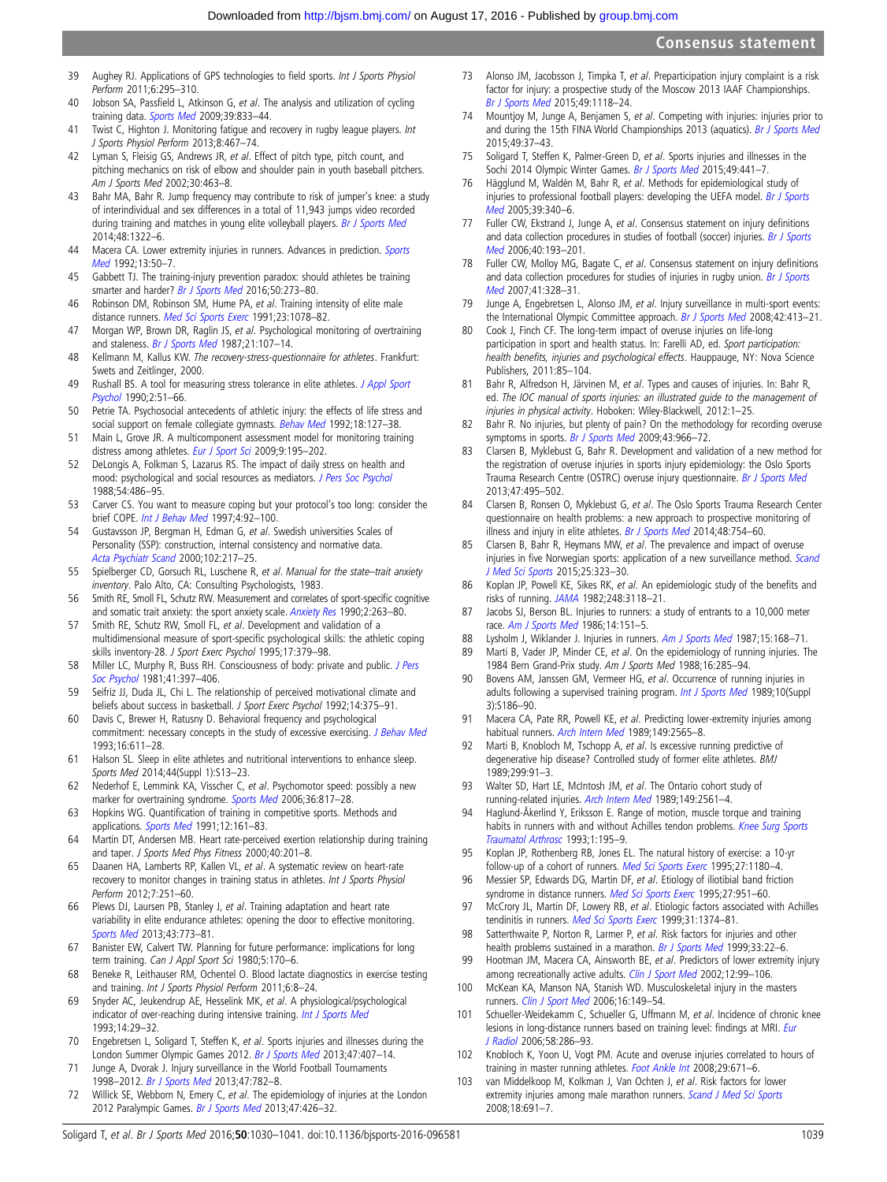39 Aughey RJ. Applications of GPS technologies to field sports. *Int J Sports Physiol Perform* 2011;6:295–310.
40 Jobson SA, Passfield L, Atkinson G, *et al*. The analysis and utilization of cycling training data. *Sports Med* 2009;39:833–44.
41 Twist C, Highton J. Monitoring fatigue and recovery in rugby league players. *Int J Sports Physiol Perform* 2013;8:467–74.
42 Lyman S, Fleisig GS, Andrews JR, *et al*. Effect of pitch type, pitch count, and pitching mechanics on risk of elbow and shoulder pain in youth baseball pitchers. *Am J Sports Med* 2002;30:463–8.
43 Bahr MA, Bahr R. Jump frequency may contribute to risk of jumper's knee: a study of interindividual and sex differences in a total of 11,943 jumps video recorded during training and matches in young elite volleyball players. *Br J Sports Med* 2014;48:1322–6.
44 Macera CA. Lower extremity injuries in runners. Advances in prediction. *Sports Med* 1992;13:50–7.
45 Gabbett TJ. The training-injury prevention paradox: should athletes be training smarter and harder? *Br J Sports Med* 2016;50:273–80.
46 Robinson DM, Robinson SM, Hume PA, *et al*. Training intensity of elite male distance runners. *Med Sci Sports Exerc* 1991;23:1078–82.
47 Morgan WP, Brown DR, Raglin JS, *et al*. Psychological monitoring of overtraining and staleness. *Br J Sports Med* 1987;21:107–14.
48 Kellmann M, Kallus KW. *The recovery-stress-questionnaire for athletes*. Frankfurt: Swets and Zeitlinger, 2000.
49 Rushall BS. A tool for measuring stress tolerance in elite athletes. *J Appl Sport Psychol* 1990;2:51–66.
50 Petrie TA. Psychosocial antecedents of athletic injury: the effects of life stress and social support on female collegiate gymnasts. *Behav Med* 1992;18:127–38.
51 Main L, Grove JR. A multicomponent assessment model for monitoring training distress among athletes. *Eur J Sport Sci* 2009;9:195–202.
52 DeLongis A, Folkman S, Lazarus RS. The impact of daily stress on health and mood: psychological and social resources as mediators. *J Pers Soc Psychol* 1988;54:486–95.
53 Carver CS. You want to measure coping but your protocol's too long: consider the brief COPE. *Int J Behav Med* 1997;4:92–100.
54 Gustavsson JP, Bergman H, Edman G, *et al*. Swedish universities Scales of Personality (SSP): construction, internal consistency and normative data. *Acta Psychiatr Scand* 2000;102:217–25.
55 Spielberger CD, Gorsuch RL, Luschene R, *et al*. *Manual for the state–trait anxiety inventory*. Palo Alto, CA: Consulting Psychologists, 1983.
56 Smith RE, Smoll FL, Schutz RW. Measurement and correlates of sport-specific cognitive and somatic trait anxiety: the sport anxiety scale. *Anxiety Res* 1990;2:263–80.
57 Smith RE, Schutz RW, Smoll FL, *et al*. Development and validation of a multidimensional measure of sport-specific psychological skills: the athletic coping skills inventory-28. *J Sport Exerc Psychol* 1995;17:379–98.
58 Miller LC, Murphy R, Buss RH. Consciousness of body: private and public. *J Pers Soc Psychol* 1981;41:397–406.
59 Seifriz JJ, Duda JL, Chi L. The relationship of perceived motivational climate and beliefs about success in basketball. *J Sport Exerc Psychol* 1992;14:375–91.
60 Davis C, Brewer H, Ratusny D. Behavioral frequency and psychological commitment: necessary concepts in the study of excessive exercising. *J Behav Med* 1993;16:611–28.
61 Halson SL. Sleep in elite athletes and nutritional interventions to enhance sleep. *Sports Med* 2014;44(Suppl 1):S13–23.
62 Nederhof E, Lemmink KA, Visscher C, *et al*. Psychomotor speed: possibly a new marker for overtraining syndrome. *Sports Med* 2006;36:817–28.
63 Hopkins WG. Quantification of training in competitive sports. Methods and applications. *Sports Med* 1991;12:161–83.
64 Martin DT, Andersen MB. Heart rate-perceived exertion relationship during training and taper. *J Sports Med Phys Fitness* 2000;40:201–8.
65 Daanen HA, Lamberts RP, Kallen VL, *et al*. A systematic review on heart-rate recovery to monitor changes in training status in athletes. *Int J Sports Physiol Perform* 2012;7:251–60.
66 Plews DJ, Laursen PB, Stanley J, *et al*. Training adaptation and heart rate variability in elite endurance athletes: opening the door to effective monitoring. *Sports Med* 2013;43:773–81.
67 Banister EW, Calvert TW. Planning for future performance: implications for long term training. *Can J Appl Sport Sci* 1980;5:170–6.
68 Beneke R, Leithauser RM, Ochentel O. Blood lactate diagnostics in exercise testing and training. *Int J Sports Physiol Perform* 2011;6:8–24.
69 Snyder AC, Jeukendrup AE, Hesselink MK, *et al*. A physiological/psychological indicator of over-reaching during intensive training. *Int J Sports Med* 1993;14:29–32.
70 Engebretsen L, Soligard T, Steffen K, *et al*. Sports injuries and illnesses during the London Summer Olympic Games 2012. *Br J Sports Med* 2013;47:407–14.
71 Junge A, Dvorak J. Injury surveillance in the World Football Tournaments 1998–2012. *Br J Sports Med* 2013;47:782–8.
72 Willick SE, Webborn N, Emery C, *et al*. The epidemiology of injuries at the London 2012 Paralympic Games. *Br J Sports Med* 2013;47:426–32.
73 Alonso JM, Jacobsson J, Timpka T, *et al*. Preparticipation injury complaint is a risk factor for injury: a prospective study of the Moscow 2013 IAAF Championships. *Br J Sports Med* 2015;49:1118–24.
74 Mountjoy M, Junge A, Benjamen S, *et al*. Competing with injuries: injuries prior to and during the 15th FINA World Championships 2013 (aquatics). *Br J Sports Med* 2015;49:37–43.
75 Soligard T, Steffen K, Palmer-Green D, *et al*. Sports injuries and illnesses in the Sochi 2014 Olympic Winter Games. *Br J Sports Med* 2015;49:441–7.
76 Hägglund M, Waldén M, Bahr R, *et al*. Methods for epidemiological study of injuries to professional football players: developing the UEFA model. *Br J Sports Med* 2005;39:340–6.
77 Fuller CW, Ekstrand J, Junge A, *et al*. Consensus statement on injury definitions and data collection procedures in studies of football (soccer) injuries. *Br J Sports Med* 2006;40:193–201.
78 Fuller CW, Molloy MG, Bagate C, *et al*. Consensus statement on injury definitions and data collection procedures for studies of injuries in rugby union. *Br J Sports Med* 2007;41:328–31.
79 Junge A, Engebretsen L, Alonso JM, *et al*. Injury surveillance in multi-sport events: the International Olympic Committee approach. *Br J Sports Med* 2008;42:413–21.
80 Cook J, Finch CF. The long-term impact of overuse injuries on life-long participation in sport and health status. In: Farelli AD, ed. *Sport participation: health benefits, injuries and psychological effects*. Hauppauge, NY: Nova Science Publishers, 2011:85–104.
81 Bahr R, Alfredson H, Järvinen M, *et al*. Types and causes of injuries. In: Bahr R, ed. *The IOC manual of sports injuries: an illustrated guide to the management of injuries in physical activity*. Hoboken: Wiley-Blackwell, 2012:1–25.
82 Bahr R. No injuries, but plenty of pain? On the methodology for recording overuse symptoms in sports. *Br J Sports Med* 2009;43:966–72.
83 Clarsen B, Myklebust G, Bahr R. Development and validation of a new method for the registration of overuse injuries in sports injury epidemiology: the Oslo Sports Trauma Research Centre (OSTRC) overuse injury questionnaire. *Br J Sports Med* 2013;47:495–502.
84 Clarsen B, Ronsen O, Myklebust G, *et al*. The Oslo Sports Trauma Research Center questionnaire on health problems: a new approach to prospective monitoring of illness and injury in elite athletes. *Br J Sports Med* 2014;48:754–60.
85 Clarsen B, Bahr R, Heymans MW, *et al*. The prevalence and impact of overuse injuries in five Norwegian sports: application of a new surveillance method. *Scand J Med Sci Sports* 2015;25:323–30.
86 Koplan JP, Powell KE, Sikes RK, *et al*. An epidemiologic study of the benefits and risks of running. *JAMA* 1982;248:3118–21.
87 Jacobs SJ, Berson BL. Injuries to runners: a study of entrants to a 10,000 meter race. *Am J Sports Med* 1986;14:151–5.
88 Lysholm J, Wiklander J. Injuries in runners. *Am J Sports Med* 1987;15:168–71.
89 Marti B, Vader JP, Minder CE, *et al*. On the epidemiology of running injuries. The 1984 Bern Grand-Prix study. *Am J Sports Med* 1988;16:285–94.
90 Bovens AM, Janssen GM, Vermeer HG, *et al*. Occurrence of running injuries in adults following a supervised training program. *Int J Sports Med* 1989;10(Suppl 3):S186–90.
91 Macera CA, Pate RR, Powell KE, *et al*. Predicting lower-extremity injuries among habitual runners. *Arch Intern Med* 1989;149:2565–8.
92 Marti B, Knobloch M, Tschopp A, *et al*. Is excessive running predictive of degenerative hip disease? Controlled study of former elite athletes. *BMJ* 1989;299:91–3.
93 Walter SD, Hart LE, McIntosh JM, *et al*. The Ontario cohort study of running-related injuries. *Arch Intern Med* 1989;149:2561–4.
94 Haglund-Åkerlind Y, Eriksson E. Range of motion, muscle torque and training habits in runners with and without Achilles tendon problems. *Knee Surg Sports Traumatol Arthrosc* 1993;1:195–9.
95 Koplan JP, Rothenberg RB, Jones EL. The natural history of exercise: a 10-yr follow-up of a cohort of runners. *Med Sci Sports Exerc* 1995;27:1180–4.
96 Messier SP, Edwards DG, Martin DF, *et al*. Etiology of iliotibial band friction syndrome in distance runners. *Med Sci Sports Exerc* 1995;27:951–60.
97 McCrory JL, Martin DF, Lowery RB, *et al*. Etiologic factors associated with Achilles tendinitis in runners. *Med Sci Sports Exerc* 1999;31:1374–81.
98 Satterthwaite P, Norton R, Larmer P, *et al*. Risk factors for injuries and other health problems sustained in a marathon. *Br J Sports Med* 1999;33:22–6.
99 Hootman JM, Macera CA, Ainsworth BE, *et al*. Predictors of lower extremity injury among recreationally active adults. *Clin J Sport Med* 2002;12:99–106.
100 McKean KA, Manson NA, Stanish WD. Musculoskeletal injury in the masters runners. *Clin J Sport Med* 2006;16:149–54.
101 Schueller-Weidekamm C, Schueller G, Uffmann M, *et al*. Incidence of chronic knee lesions in long-distance runners based on training level: findings at MRI. *Eur J Radiol* 2006;58:286–93.
102 Knobloch K, Yoon U, Vogt PM. Acute and overuse injuries correlated to hours of training in master running athletes. *Foot Ankle Int* 2008;29:671–6.
103 van Middelkoop M, Kolkman J, Van Ochten J, *et al*. Risk factors for lower extremity injuries among male marathon runners. *Scand J Med Sci Sports* 2008;18:691–7.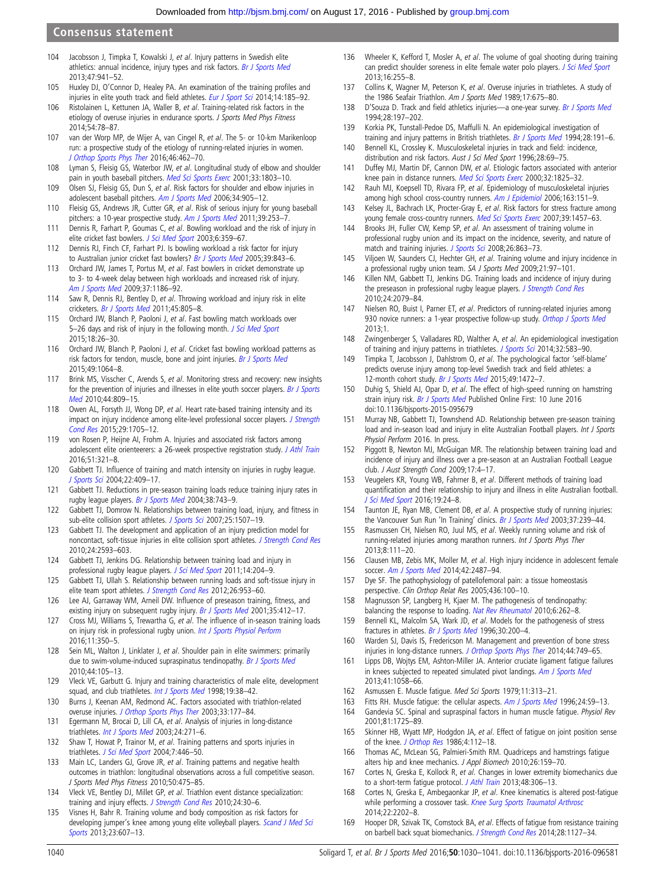104 Jacobsson J, Timpka T, Kowalski J, et al. Injury patterns in Swedish elite athletics: annual incidence, injury types and risk factors. Br J Sports Med 2013;47:941–52.

105 Huxley DJ, O'Connor D, Healey PA. An examination of the training profiles and injuries in elite youth track and field athletes. Eur J Sport Sci 2014;14:185–92.

106 Ristolainen L, Kettunen JA, Waller B, et al. Training-related risk factors in the etiology of overuse injuries in endurance sports. J Sports Med Phys Fitness 2014;54:78–87.

107 van der Worp MP, de Wijer A, van Cingel R, et al. The 5- or 10-km Marikenloop run: a prospective study of the etiology of running-related injuries in women. J Orthop Sports Phys Ther 2016;46:462–70.

108 Lyman S, Fleisig GS, Waterbor JW, et al. Longitudinal study of elbow and shoulder pain in youth baseball pitchers. Med Sci Sports Exerc 2001;33:1803–10.

109 Olsen SJ, Fleisig GS, Dun S, et al. Risk factors for shoulder and elbow injuries in adolescent baseball pitchers. Am J Sports Med 2006;34:905–12.

110 Fleisig GS, Andrews JR, Cutter GR, et al. Risk of serious injury for young baseball pitchers: a 10-year prospective study. Am J Sports Med 2011;39:253–7.

111 Dennis R, Farhart P, Goumas C, et al. Bowling workload and the risk of injury in elite cricket fast bowlers. J Sci Med Sport 2003;6:359–67.

112 Dennis RJ, Finch CF, Farhart PJ. Is bowling workload a risk factor for injury to Australian junior cricket fast bowlers? Br J Sports Med 2005;39:843–6.

113 Orchard JW, James T, Portus M, et al. Fast bowlers in cricket demonstrate up to 3- to 4-week delay between high workloads and increased risk of injury. Am J Sports Med 2009;37:1186–92.

114 Saw R, Dennis RJ, Bentley D, et al. Throwing workload and injury risk in elite cricketers. Br J Sports Med 2011;45:805–8.

115 Orchard JW, Blanch P, Paoloni J, et al. Fast bowling match workloads over 5–26 days and risk of injury in the following month. J Sci Med Sport 2015;18:26–30.

116 Orchard JW, Blanch P, Paoloni J, et al. Cricket fast bowling workload patterns as risk factors for tendon, muscle, bone and joint injuries. Br J Sports Med 2015;49:1064–8.

117 Brink MS, Visscher C, Arends S, et al. Monitoring stress and recovery: new insights for the prevention of injuries and illnesses in elite youth soccer players. Br J Sports Med 2010;44:809–15.

118 Owen AL, Forsyth JJ, Wong DP, et al. Heart rate-based training intensity and its impact on injury incidence among elite-level professional soccer players. J Strength Cond Res 2015;29:1705–12.

119 von Rosen P, Heijne AI, Frohm A. Injuries and associated risk factors among adolescent elite orienteerers: a 26-week prospective registration study. J Athl Train 2016;51:321–8.

120 Gabbett TJ. Influence of training and match intensity on injuries in rugby league. J Sports Sci 2004;22:409–17.

121 Gabbett TJ. Reductions in pre-season training loads reduce training injury rates in rugby league players. Br J Sports Med 2004;38:743–9.

122 Gabbett TJ, Domrow N. Relationships between training load, injury, and fitness in sub-elite collision sport athletes. J Sports Sci 2007;25:1507–19.

123 Gabbett TJ. The development and application of an injury prediction model for noncontact, soft-tissue injuries in elite collision sport athletes. J Strength Cond Res 2010;24:2593–603.

124 Gabbett TJ, Jenkins DG. Relationship between training load and injury in professional rugby league players. J Sci Med Sport 2011;14:204–9.

125 Gabbett TJ, Ullah S. Relationship between running loads and soft-tissue injury in elite team sport athletes. J Strength Cond Res 2012;26:953–60.

126 Lee AJ, Garraway WM, Arneil DW. Influence of preseason training, fitness, and existing injury on subsequent rugby injury. Br J Sports Med 2001;35:412–17.

127 Cross MJ, Williams S, Trewartha G, et al. The influence of in-season training loads on injury risk in professional rugby union. Int J Sports Physiol Perform 2016;11:350–5.

128 Sein ML, Walton J, Linklater J, et al. Shoulder pain in elite swimmers: primarily due to swim-volume-induced supraspinatus tendinopathy. Br J Sports Med 2010;44:105–13.

129 Vleck VE, Garbutt G. Injury and training characteristics of male elite, development squad, and club triathletes. Int J Sports Med 1998;19:38–42.

130 Burns J, Keenan AM, Redmond AC. Factors associated with triathlon-related overuse injuries. J Orthop Sports Phys Ther 2003;33:177–84.

131 Egermann M, Brocai D, Lill CA, et al. Analysis of injuries in long-distance triathletes. Int J Sports Med 2003;24:271–6.

132 Shaw T, Howat P, Trainor M, et al. Training patterns and sports injuries in triathletes. J Sci Med Sport 2004;7:446–50.

133 Main LC, Landers GJ, Grove JR, et al. Training patterns and negative health outcomes in triathlon: longitudinal observations across a full competitive season. J Sports Med Phys Fitness 2010;50:475–85.

134 Vleck VE, Bentley DJ, Millet GP, et al. Triathlon event distance specialization: training and injury effects. J Strength Cond Res 2010;24:30–6.

135 Visnes H, Bahr R. Training volume and body composition as risk factors for developing jumper's knee among young elite volleyball players. Scand J Med Sci Sports 2013;23:607–13.

136 Wheeler K, Kefford T, Mosler A, et al. The volume of goal shooting during training can predict shoulder soreness in elite female water polo players. J Sci Med Sport 2013;16:255–8.

137 Collins K, Wagner M, Peterson K, et al. Overuse injuries in triathletes. A study of the 1986 Seafair Triathlon. Am J Sports Med 1989;17:675–80.

138 D'Souza D. Track and field athletics injuries—a one-year survey. Br J Sports Med 1994;28:197–202.

139 Korkia PK, Tunstall-Pedoe DS, Maffulli N. An epidemiological investigation of training and injury patterns in British triathletes. Br J Sports Med 1994;28:191–6.

140 Bennell KL, Crossley K. Musculoskeletal injuries in track and field: incidence, distribution and risk factors. Aust J Sci Med Sport 1996;28:69–75.

141 Duffey MJ, Martin DF, Cannon DW, et al. Etiologic factors associated with anterior knee pain in distance runners. Med Sci Sports Exerc 2000;32:1825–32.

142 Rauh MJ, Koepsell TD, Rivara FP, et al. Epidemiology of musculoskeletal injuries among high school cross-country runners. Am J Epidemiol 2006;163:151–9.

143 Kelsey JL, Bachrach LK, Procter-Gray E, et al. Risk factors for stress fracture among young female cross-country runners. Med Sci Sports Exerc 2007;39:1457–63.

144 Brooks JH, Fuller CW, Kemp SP, et al. An assessment of training volume in professional rugby union and its impact on the incidence, severity, and nature of match and training injuries. J Sports Sci 2008;26:863–73.

145 Viljoen W, Saunders CJ, Hechter GH, et al. Training volume and injury incidence in a professional rugby union team. SA J Sports Med 2009;21:97–101.

146 Killen NM, Gabbett TJ, Jenkins DG. Training loads and incidence of injury during the preseason in professional rugby league players. J Strength Cond Res 2010;24:2079–84.

147 Nielsen RO, Buist I, Parner ET, et al. Predictors of running-related injuries among 930 novice runners: a 1-year prospective follow-up study. Orthop J Sports Med 2013;1.

148 Zwingenberger S, Valladares RD, Walther A, et al. An epidemiological investigation of training and injury patterns in triathletes. J Sports Sci 2014;32:583–90.

149 Timpka T, Jacobsson J, Dahlstrom O, et al. The psychological factor 'self-blame' predicts overuse injury among top-level Swedish track and field athletes: a 12-month cohort study. Br J Sports Med 2015;49:1472–7.

150 Duhig S, Shield AJ, Opar D, et al. The effect of high-speed running on hamstring strain injury risk. Br J Sports Med Published Online First: 10 June 2016 doi:10.1136/bjsports-2015-095679

151 Murray NB, Gabbett TJ, Townshend AD. Relationship between pre-season training load and in-season load and injury in elite Australian Football players. Int J Sports Physiol Perform 2016. In press.

152 Piggott B, Newton MJ, McGuigan MR. The relationship between training load and incidence of injury and illness over a pre-season at an Australian Football League club. J Aust Strength Cond 2009;17:4–17.

153 Veugelers KR, Young WB, Fahrner B, et al. Different methods of training load quantification and their relationship to injury and illness in elite Australian football. J Sci Med Sport 2016;19:24–8.

154 Taunton JE, Ryan MB, Clement DB, et al. A prospective study of running injuries: the Vancouver Sun Run 'In Training' clinics. Br J Sports Med 2003;37:239–44.

155 Rasmussen CH, Nielsen RO, Juul MS, et al. Weekly running volume and risk of running-related injuries among marathon runners. Int J Sports Phys Ther 2013;8:111–20.

156 Clausen MB, Zebis MK, Moller M, et al. High injury incidence in adolescent female soccer. Am J Sports Med 2014;42:2487–94.

157 Dye SF. The pathophysiology of patellofemoral pain: a tissue homeostasis perspective. Clin Orthop Relat Res 2005;436:100–10.

158 Magnusson SP, Langberg H, Kjaer M. The pathogenesis of tendinopathy: balancing the response to loading. Nat Rev Rheumatol 2010;6:262–8.

159 Bennell KL, Malcolm SA, Wark JD, et al. Models for the pathogenesis of stress fractures in athletes. Br J Sports Med 1996;30:200–4.

160 Warden SJ, Davis IS, Fredericson M. Management and prevention of bone stress injuries in long-distance runners. J Orthop Sports Phys Ther 2014;44:749–65.

161 Lipps DB, Wojtys EM, Ashton-Miller JA. Anterior cruciate ligament fatigue failures in knees subjected to repeated simulated pivot landings. Am J Sports Med 2013;41:1058–66.

162 Asmussen E. Muscle fatigue. Med Sci Sports 1979;11:313–21.

163 Fitts RH. Muscle fatigue: the cellular aspects. Am J Sports Med 1996;24:S9–13.

164 Gandevia SC. Spinal and supraspinal factors in human muscle fatigue. Physiol Rev 2001;81:1725–89.

165 Skinner HB, Wyatt MP, Hodgdon JA, et al. Effect of fatigue on joint position sense of the knee. J Orthop Res 1986;4:112–18.

166 Thomas AC, McLean SG, Palmieri-Smith RM. Quadriceps and hamstrings fatigue alters hip and knee mechanics. J Appl Biomech 2010;26:159–70.

167 Cortes N, Greska E, Kollock R, et al. Changes in lower extremity biomechanics due to a short-term fatigue protocol. J Athl Train 2013;48:306–13.

168 Cortes N, Greska E, Ambegaonkar JP, et al. Knee kinematics is altered post-fatigue while performing a crossover task. Knee Surg Sports Traumatol Arthrosc 2014;22:2202–8.

169 Hooper DR, Szivak TK, Comstock BA, et al. Effects of fatigue from resistance training on barbell back squat biomechanics. J Strength Cond Res 2014;28:1127–34.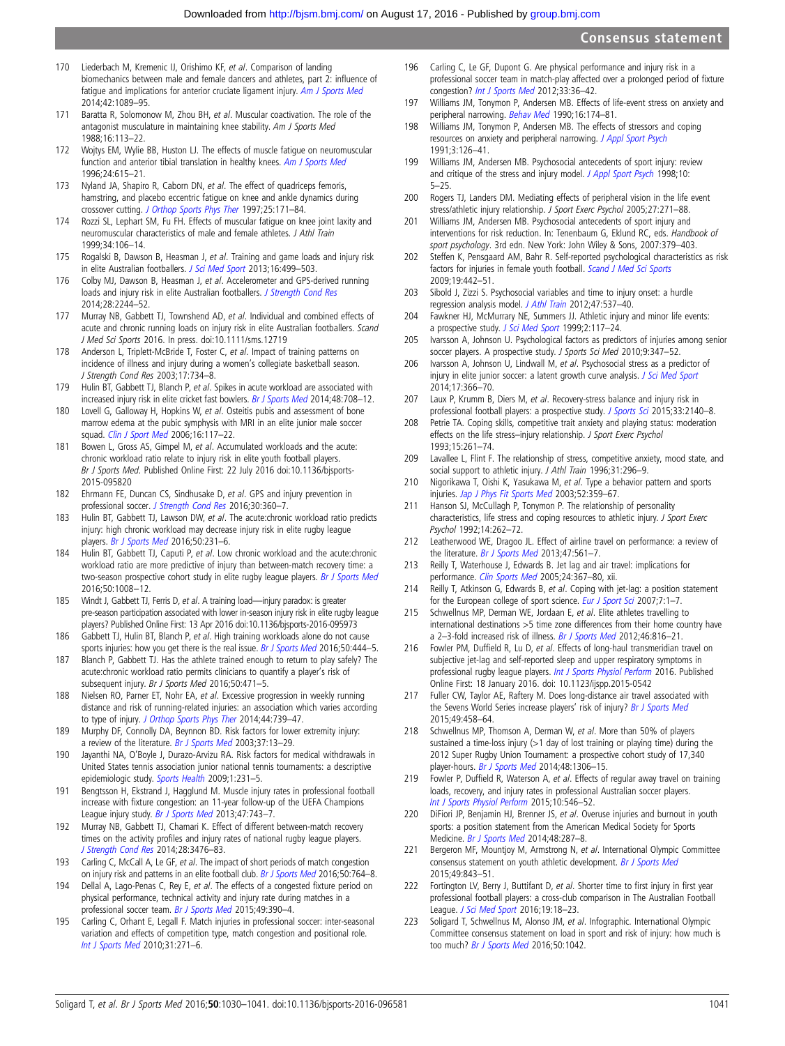170 Liederbach M, Kremenic IJ, Orishimo KF, *et al*. Comparison of landing biomechanics between male and female dancers and athletes, part 2: influence of fatigue and implications for anterior cruciate ligament injury. *Am J Sports Med* 2014;42:1089–95.

171 Baratta R, Solomonow M, Zhou BH, *et al*. Muscular coactivation. The role of the antagonist musculature in maintaining knee stability. *Am J Sports Med* 1988;16:113–22.

172 Wojtys EM, Wylie BB, Huston LJ. The effects of muscle fatigue on neuromuscular function and anterior tibial translation in healthy knees. *Am J Sports Med* 1996;24:615–21.

173 Nyland JA, Shapiro R, Caborn DN, *et al*. The effect of quadriceps femoris, hamstring, and placebo eccentric fatigue on knee and ankle dynamics during crossover cutting. *J Orthop Sports Phys Ther* 1997;25:171–84.

174 Rozzi SL, Lephart SM, Fu FH. Effects of muscular fatigue on knee joint laxity and neuromuscular characteristics of male and female athletes. *J Athl Train* 1999;34:106–14.

175 Rogalski B, Dawson B, Heasman J, *et al*. Training and game loads and injury risk in elite Australian footballers. *J Sci Med Sport* 2013;16:499–503.

176 Colby MJ, Dawson B, Heasman J, *et al*. Accelerometer and GPS-derived running loads and injury risk in elite Australian footballers. *J Strength Cond Res* 2014;28:2244–52.

177 Murray NB, Gabbett TJ, Townshend AD, *et al*. Individual and combined effects of acute and chronic running loads on injury risk in elite Australian footballers. *Scand J Med Sci Sports* 2016. In press. doi:10.1111/sms.12719

178 Anderson L, Triplett-McBride T, Foster C, *et al*. Impact of training patterns on incidence of illness and injury during a women's collegiate basketball season. *J Strength Cond Res* 2003;17:734–8.

179 Hulin BT, Gabbett TJ, Blanch P, *et al*. Spikes in acute workload are associated with increased injury risk in elite cricket fast bowlers. *Br J Sports Med* 2014;48:708–12.

180 Lovell G, Galloway H, Hopkins W, *et al*. Osteitis pubis and assessment of bone marrow edema at the pubic symphysis with MRI in an elite junior male soccer squad. *Clin J Sport Med* 2006;16:117–22.

181 Bowen L, Gross AS, Gimpel M, *et al*. Accumulated workloads and the acute: chronic workload ratio relate to injury risk in elite youth football players. *Br J Sports Med*. Published Online First: 22 July 2016 doi:10.1136/bjsports-2015-095820

182 Ehrmann FE, Duncan CS, Sindhusake D, *et al*. GPS and injury prevention in professional soccer. *J Strength Cond Res* 2016;30:360–7.

183 Hulin BT, Gabbett TJ, Lawson DW, *et al*. The acute:chronic workload ratio predicts injury: high chronic workload may decrease injury risk in elite rugby league players. *Br J Sports Med* 2016;50:231–6.

184 Hulin BT, Gabbett TJ, Caputi P, *et al*. Low chronic workload and the acute:chronic workload ratio are more predictive of injury than between-match recovery time: a two-season prospective cohort study in elite rugby league players. *Br J Sports Med* 2016;50:1008–12.

185 Windt J, Gabbett TJ, Ferris D, *et al*. A training load—injury paradox: is greater pre-season participation associated with lower in-season injury risk in elite rugby league players? Published Online First: 13 Apr 2016 doi:10.1136/bjsports-2016-095973

186 Gabbett TJ, Hulin BT, Blanch P, *et al*. High training workloads alone do not cause sports injuries: how you get there is the real issue. *Br J Sports Med* 2016;50:444–5.

187 Blanch P, Gabbett TJ. Has the athlete trained enough to return to play safely? The acute:chronic workload ratio permits clinicians to quantify a player's risk of subsequent injury. *Br J Sports Med* 2016;50:471–5.

188 Nielsen RO, Parner ET, Nohr EA, *et al*. Excessive progression in weekly running distance and risk of running-related injuries: an association which varies according to type of injury. *J Orthop Sports Phys Ther* 2014;44:739–47.

189 Murphy DF, Connolly DA, Beynnon BD. Risk factors for lower extremity injury: a review of the literature. *Br J Sports Med* 2003;37:13–29.

190 Jayanthi NA, O'Boyle J, Durazo-Arvizu RA. Risk factors for medical withdrawals in United States tennis association junior national tennis tournaments: a descriptive epidemiologic study. *Sports Health* 2009;1:231–5.

191 Bengtsson H, Ekstrand J, Hagglund M. Muscle injury rates in professional football increase with fixture congestion: an 11-year follow-up of the UEFA Champions League injury study. *Br J Sports Med* 2013;47:743–7.

192 Murray NB, Gabbett TJ, Chamari K. Effect of different between-match recovery times on the activity profiles and injury rates of national rugby league players. *J Strength Cond Res* 2014;28:3476–83.

193 Carling C, McCall A, Le Gall F, *et al*. The impact of short periods of match congestion on injury risk and patterns in an elite football club. *Br J Sports Med* 2016;50:764–8.

194 Dellal A, Lago-Penas C, Rey E, *et al*. The effects of a congested fixture period on physical performance, technical activity and injury rate during matches in a professional soccer team. *Br J Sports Med* 2015;49:390–4.

195 Carling C, Orhant E, Legall F. Match injuries in professional soccer: inter-seasonal variation and effects of competition type, match congestion and positional role. *Int J Sports Med* 2010;31:271–6.

196 Carling C, Le GF, Dupont G. Are physical performance and injury risk in a professional soccer team in match-play affected over a prolonged period of fixture congestion? *Int J Sports Med* 2012;33:36–42.

197 Williams JM, Tonymon P, Andersen MB. Effects of life-event stress on anxiety and peripheral narrowing. *Behav Med* 1990;16:174–81.

198 Williams JM, Tonymon P, Andersen MB. The effects of stressors and coping resources on anxiety and peripheral narrowing. *J Appl Sport Psych* 1991;3:126–41.

199 Williams JM, Andersen MB. Psychosocial antecedents of sport injury: review and critique of the stress and injury model. *J Appl Sport Psych* 1998;10:5–25.

200 Rogers TJ, Landers DM. Mediating effects of peripheral vision in the life event stress/athletic injury relationship. *J Sport Exerc Psychol* 2005;27:271–88.

201 Williams JM, Andersen MB. Psychosocial antecedents of sport injury and interventions for risk reduction. In: Tenenbaum G, Eklund RC, eds. *Handbook of sport psychology*. 3rd edn. New York: John Wiley & Sons, 2007:379–403.

202 Steffen K, Pensgaard AM, Bahr R. Self-reported psychological characteristics as risk factors for injuries in female youth football. *Scand J Med Sci Sports* 2009;19:442–51.

203 Sibold J, Zizzi S. Psychosocial variables and time to injury onset: a hurdle regression analysis model. *J Athl Train* 2012;47:537–40.

204 Fawkner HJ, McMurrary NE, Summers JJ. Athletic injury and minor life events: a prospective study. *J Sci Med Sport* 1999;2:117–24.

205 Ivarsson A, Johnson U. Psychological factors as predictors of injuries among senior soccer players. A prospective study. *J Sports Sci Med* 2010;9:347–52.

206 Ivarsson A, Johnson U, Lindwall M, *et al*. Psychosocial stress as a predictor of injury in elite junior soccer: a latent growth curve analysis. *J Sci Med Sport* 2014;17:366–70.

207 Laux P, Krumm B, Diers M, *et al*. Recovery-stress balance and injury risk in professional football players: a prospective study. *J Sports Sci* 2015;33:2140–8.

208 Petrie TA. Coping skills, competitive trait anxiety and playing status: moderation effects on the life stress–injury relationship. *J Sport Exerc Psychol* 1993;15:261–74.

209 Lavallee L, Flint F. The relationship of stress, competitive anxiety, mood state, and social support to athletic injury. *J Athl Train* 1996;31:296–9.

210 Nigorikawa T, Oishi K, Yasukawa M, *et al*. Type a behavior pattern and sports injuries. *Jap J Phys Fit Sports Med* 2003;52:359–67.

211 Hanson SJ, McCullagh P, Tonymon P. The relationship of personality characteristics, life stress and coping resources to athletic injury. *J Sport Exerc Psychol* 1992;14:262–72.

212 Leatherwood WE, Dragoo JL. Effect of airline travel on performance: a review of the literature. *Br J Sports Med* 2013;47:561–7.

213 Reilly T, Waterhouse J, Edwards B. Jet lag and air travel: implications for performance. *Clin Sports Med* 2005;24:367–80, xii.

214 Reilly T, Atkinson G, Edwards B, *et al*. Coping with jet-lag: a position statement for the European college of sport science. *Eur J Sport Sci* 2007;7:1–7.

215 Schwellnus MP, Derman WE, Jordaan E, *et al*. Elite athletes travelling to international destinations >5 time zone differences from their home country have a 2–3-fold increased risk of illness. *Br J Sports Med* 2012;46:816–21.

216 Fowler PM, Duffield R, Lu D, *et al*. Effects of long-haul transmeridian travel on subjective jet-lag and self-reported sleep and upper respiratory symptoms in professional rugby league players. *Int J Sports Physiol Perform* 2016. Published Online First: 18 January 2016. doi: 10.1123/ijspp.2015-0542

217 Fuller CW, Taylor AE, Raftery M. Does long-distance air travel associated with the Sevens World Series increase players' risk of injury? *Br J Sports Med* 2015;49:458–64.

218 Schwellnus MP, Thomson A, Derman W, *et al*. More than 50% of players sustained a time-loss injury (>1 day of lost training or playing time) during the 2012 Super Rugby Union Tournament: a prospective cohort study of 17,340 player-hours. *Br J Sports Med* 2014;48:1306–15.

219 Fowler P, Duffield R, Waterson A, *et al*. Effects of regular away travel on training loads, recovery, and injury rates in professional Australian soccer players. *Int J Sports Physiol Perform* 2015;10:546–52.

220 DiFiori JP, Benjamin HJ, Brenner JS, *et al*. Overuse injuries and burnout in youth sports: a position statement from the American Medical Society for Sports Medicine. *Br J Sports Med* 2014;48:287–8.

221 Bergeron MF, Mountjoy M, Armstrong N, *et al*. International Olympic Committee consensus statement on youth athletic development. *Br J Sports Med* 2015;49:843–51.

222 Fortington LV, Berry J, Buttifant D, *et al*. Shorter time to first injury in first year professional football players: a cross-club comparison in The Australian Football League. *J Sci Med Sport* 2016;19:18–23.

223 Soligard T, Schwellnus M, Alonso JM, *et al*. Infographic. International Olympic Committee consensus statement on load in sport and risk of injury: how much is too much? *Br J Sports Med* 2016;50:1042.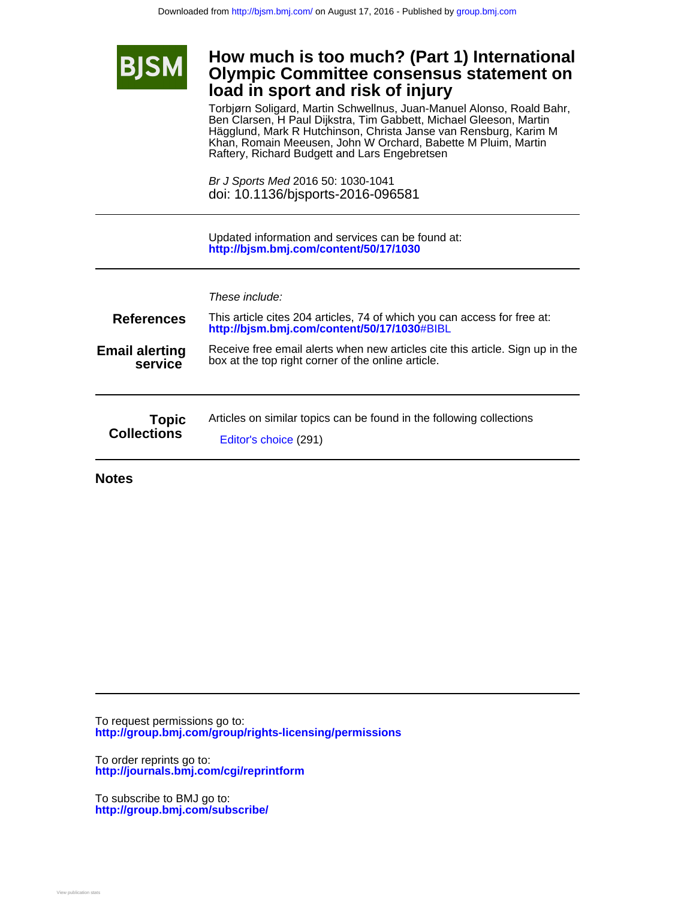Downloaded from http://bjsm.bmj.com/ on August 17, 2016 - Published by group.bmj.com

BJSM

# How much is too much? (Part 1) International Olympic Committee consensus statement on load in sport and risk of injury

Torbjørn Soligard, Martin Schwellnus, Juan-Manuel Alonso, Roald Bahr, Ben Clarsen, H Paul Dijkstra, Tim Gabbett, Michael Gleeson, Martin Hägglund, Mark R Hutchinson, Christa Janse van Rensburg, Karim M Khan, Romain Meeusen, John W Orchard, Babette M Pluim, Martin Raftery, Richard Budgett and Lars Engebretsen

*Br J Sports Med* 2016 50: 1030-1041
doi: 10.1136/bjsports-2016-096581

Updated information and services can be found at:
**http://bjsm.bmj.com/content/50/17/1030**

*These include:*

**References**
This article cites 204 articles, 74 of which you can access for free at:
**http://bjsm.bmj.com/content/50/17/1030**#BIBL

**Email alerting service**
Receive free email alerts when new articles cite this article. Sign up in the box at the top right corner of the online article.

**Topic Collections**
Articles on similar topics can be found in the following collections

Editor's choice (291)

## Notes

To request permissions go to:
**http://group.bmj.com/group/rights-licensing/permissions**

To order reprints go to:
**http://journals.bmj.com/cgi/reprintform**

To subscribe to BMJ go to:
**http://group.bmj.com/subscribe/**